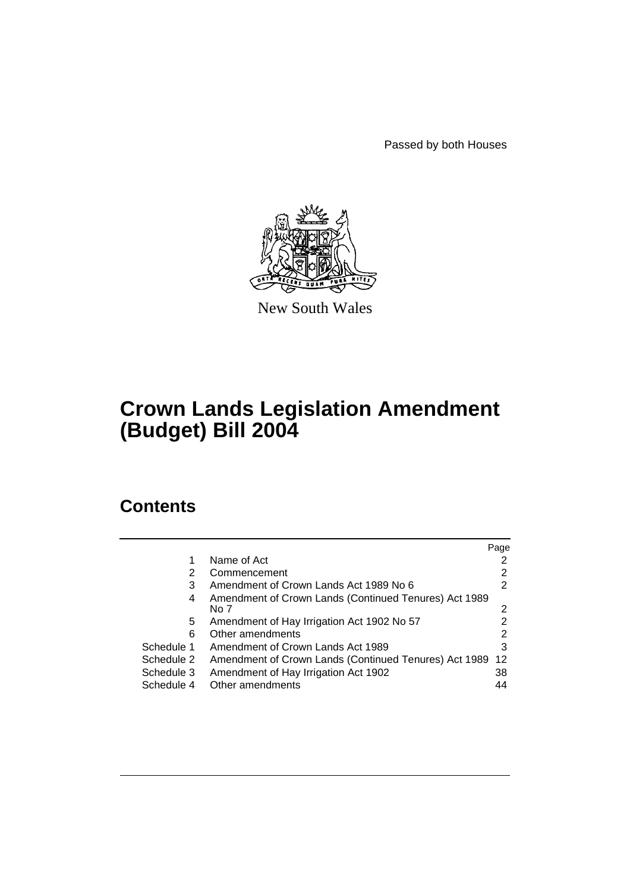Passed by both Houses

New South Wales

# Crown Lands Legislation Amendment (Budget) Bill 2004

## Contents

| | | Page |
|---|---|---|
| 1 | Name of Act | 2 |
| 2 | Commencement | 2 |
| 3 | Amendment of Crown Lands Act 1989 No 6 | 2 |
| 4 | Amendment of Crown Lands (Continued Tenures) Act 1989 No 7 | 2 |
| 5 | Amendment of Hay Irrigation Act 1902 No 57 | 2 |
| 6 | Other amendments | 2 |
| Schedule 1 | Amendment of Crown Lands Act 1989 | 3 |
| Schedule 2 | Amendment of Crown Lands (Continued Tenures) Act 1989 | 12 |
| Schedule 3 | Amendment of Hay Irrigation Act 1902 | 38 |
| Schedule 4 | Other amendments | 44 |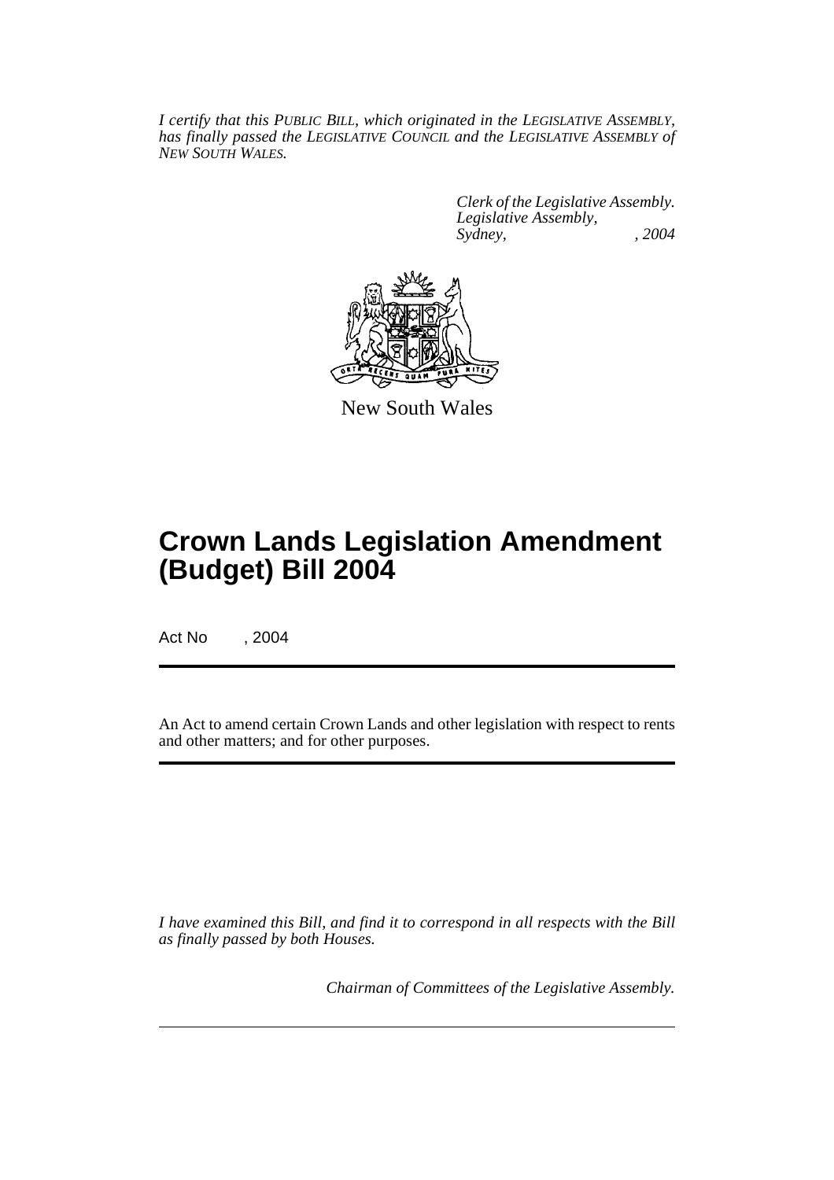*I certify that this PUBLIC BILL, which originated in the LEGISLATIVE ASSEMBLY, has finally passed the LEGISLATIVE COUNCIL and the LEGISLATIVE ASSEMBLY of NEW SOUTH WALES.*

*Clerk of the Legislative Assembly.*
*Legislative Assembly,*
*Sydney, , 2004*

New South Wales

# Crown Lands Legislation Amendment (Budget) Bill 2004

Act No , 2004

An Act to amend certain Crown Lands and other legislation with respect to rents and other matters; and for other purposes.

*I have examined this Bill, and find it to correspond in all respects with the Bill as finally passed by both Houses.*

*Chairman of Committees of the Legislative Assembly.*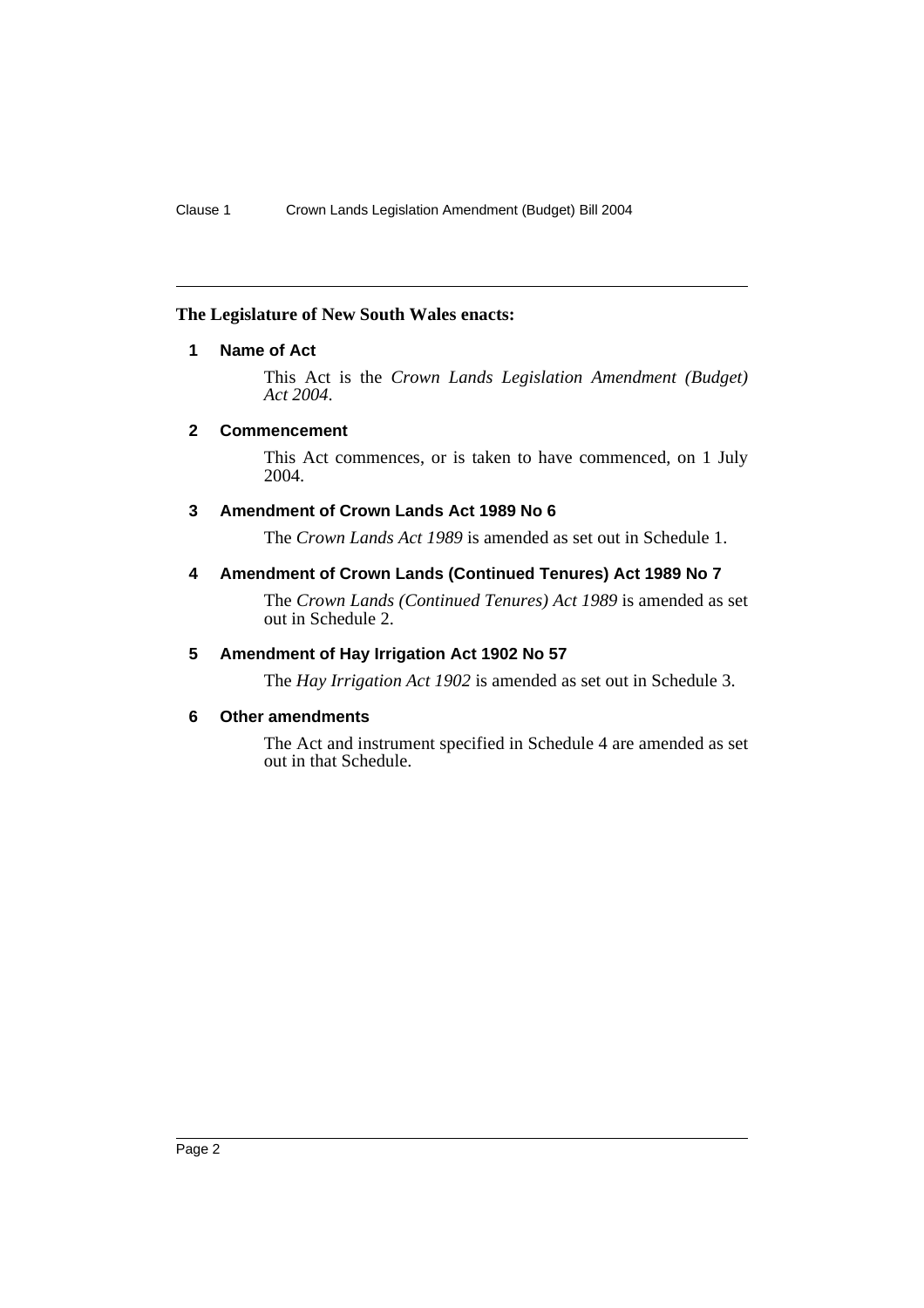**The Legislature of New South Wales enacts:**

## 1 Name of Act

This Act is the *Crown Lands Legislation Amendment (Budget) Act 2004*.

## 2 Commencement

This Act commences, or is taken to have commenced, on 1 July 2004.

## 3 Amendment of Crown Lands Act 1989 No 6

The *Crown Lands Act 1989* is amended as set out in Schedule 1.

## 4 Amendment of Crown Lands (Continued Tenures) Act 1989 No 7

The *Crown Lands (Continued Tenures) Act 1989* is amended as set out in Schedule 2.

## 5 Amendment of Hay Irrigation Act 1902 No 57

The *Hay Irrigation Act 1902* is amended as set out in Schedule 3.

## 6 Other amendments

The Act and instrument specified in Schedule 4 are amended as set out in that Schedule.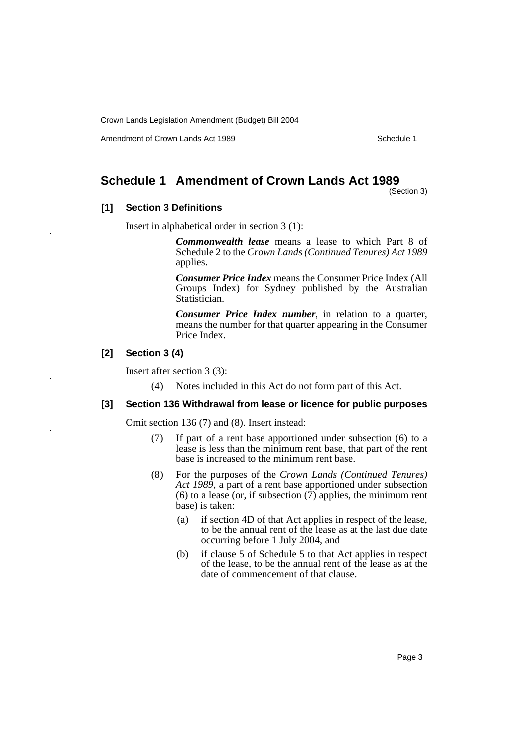## Schedule 1 Amendment of Crown Lands Act 1989

(Section 3)

### [1] Section 3 Definitions

Insert in alphabetical order in section 3 (1):

> ***Commonwealth lease*** means a lease to which Part 8 of Schedule 2 to the *Crown Lands (Continued Tenures) Act 1989* applies.
>
> ***Consumer Price Index*** means the Consumer Price Index (All Groups Index) for Sydney published by the Australian Statistician.
>
> ***Consumer Price Index number***, in relation to a quarter, means the number for that quarter appearing in the Consumer Price Index.

### [2] Section 3 (4)

Insert after section 3 (3):

> (4) Notes included in this Act do not form part of this Act.

### [3] Section 136 Withdrawal from lease or licence for public purposes

Omit section 136 (7) and (8). Insert instead:

> (7) If part of a rent base apportioned under subsection (6) to a lease is less than the minimum rent base, that part of the rent base is increased to the minimum rent base.
>
> (8) For the purposes of the *Crown Lands (Continued Tenures) Act 1989*, a part of a rent base apportioned under subsection (6) to a lease (or, if subsection (7) applies, the minimum rent base) is taken:
>
> (a) if section 4D of that Act applies in respect of the lease, to be the annual rent of the lease as at the last due date occurring before 1 July 2004, and
>
> (b) if clause 5 of Schedule 5 to that Act applies in respect of the lease, to be the annual rent of the lease as at the date of commencement of that clause.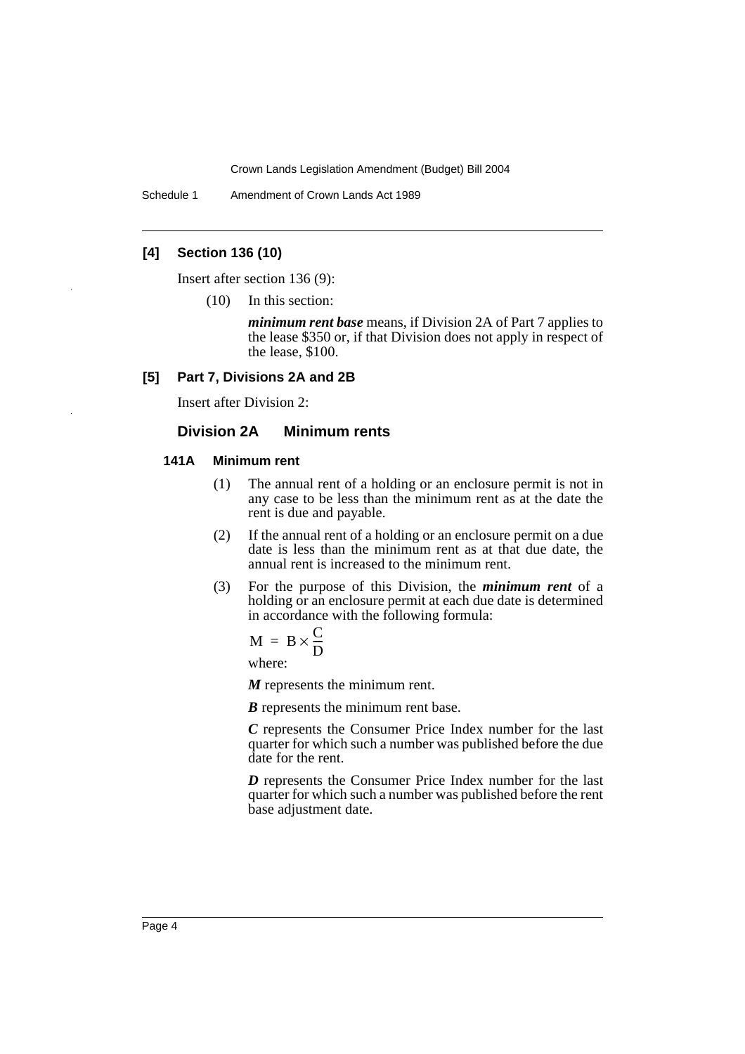#### [4] Section 136 (10)

Insert after section 136 (9):

(10) In this section:

***minimum rent base*** means, if Division 2A of Part 7 applies to the lease $350 or, if that Division does not apply in respect of the lease, $100.

#### [5] Part 7, Divisions 2A and 2B

Insert after Division 2:

### Division 2A Minimum rents

#### 141A Minimum rent

(1) The annual rent of a holding or an enclosure permit is not in any case to be less than the minimum rent as at the date the rent is due and payable.

(2) If the annual rent of a holding or an enclosure permit on a due date is less than the minimum rent as at that due date, the annual rent is increased to the minimum rent.

(3) For the purpose of this Division, the ***minimum rent*** of a holding or an enclosure permit at each due date is determined in accordance with the following formula:

$$M = B \times \frac{C}{D}$$

where:

***M*** represents the minimum rent.

***B*** represents the minimum rent base.

***C*** represents the Consumer Price Index number for the last quarter for which such a number was published before the due date for the rent.

***D*** represents the Consumer Price Index number for the last quarter for which such a number was published before the rent base adjustment date.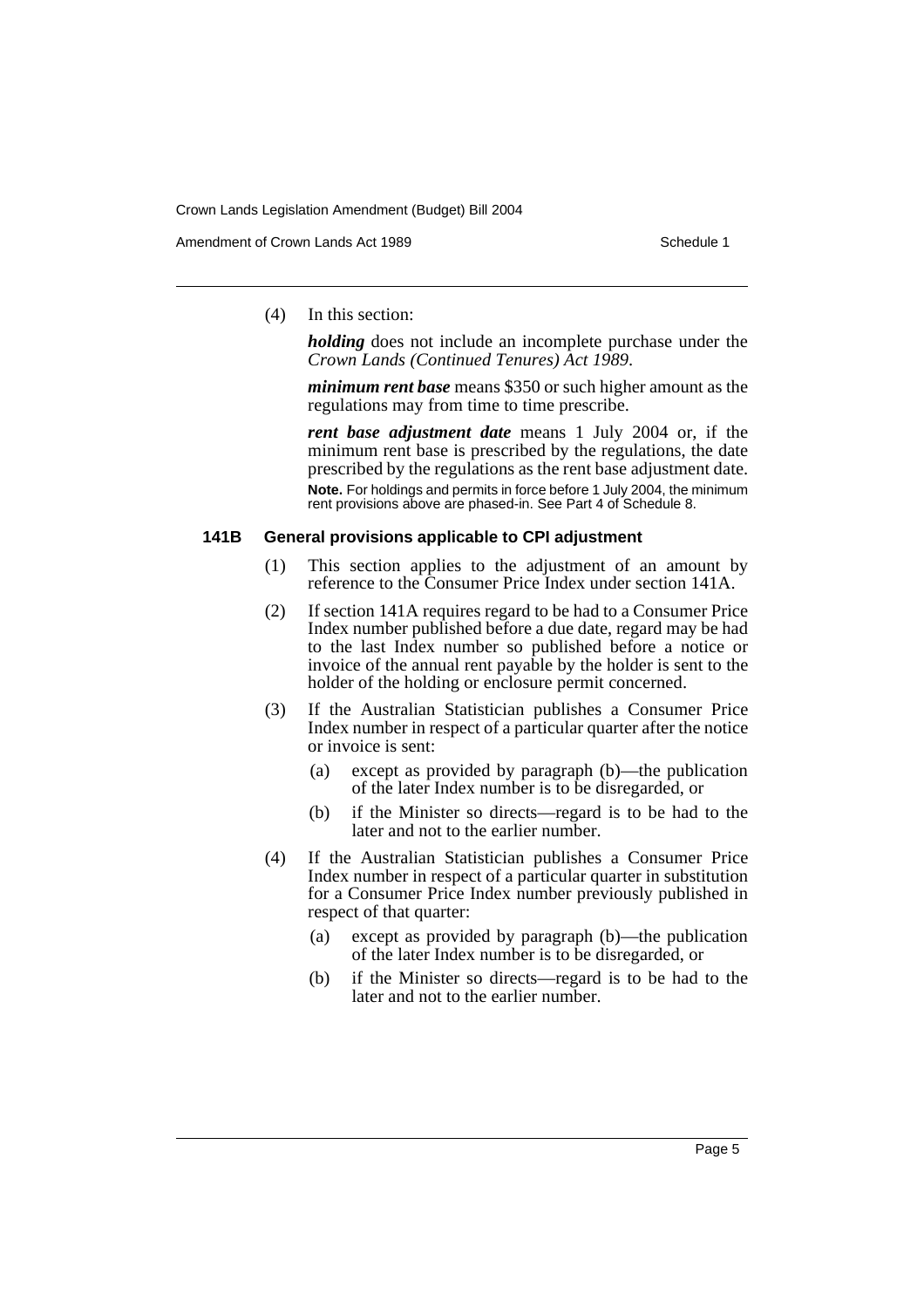(4) In this section:

***holding*** does not include an incomplete purchase under the *Crown Lands (Continued Tenures) Act 1989*.

***minimum rent base*** means $350 or such higher amount as the regulations may from time to time prescribe.

***rent base adjustment date*** means 1 July 2004 or, if the minimum rent base is prescribed by the regulations, the date prescribed by the regulations as the rent base adjustment date.

**Note.** For holdings and permits in force before 1 July 2004, the minimum rent provisions above are phased-in. See Part 4 of Schedule 8.

### 141B General provisions applicable to CPI adjustment

(1) This section applies to the adjustment of an amount by reference to the Consumer Price Index under section 141A.

(2) If section 141A requires regard to be had to a Consumer Price Index number published before a due date, regard may be had to the last Index number so published before a notice or invoice of the annual rent payable by the holder is sent to the holder of the holding or enclosure permit concerned.

(3) If the Australian Statistician publishes a Consumer Price Index number in respect of a particular quarter after the notice or invoice is sent:

- (a) except as provided by paragraph (b)—the publication of the later Index number is to be disregarded, or
- (b) if the Minister so directs—regard is to be had to the later and not to the earlier number.

(4) If the Australian Statistician publishes a Consumer Price Index number in respect of a particular quarter in substitution for a Consumer Price Index number previously published in respect of that quarter:

- (a) except as provided by paragraph (b)—the publication of the later Index number is to be disregarded, or
- (b) if the Minister so directs—regard is to be had to the later and not to the earlier number.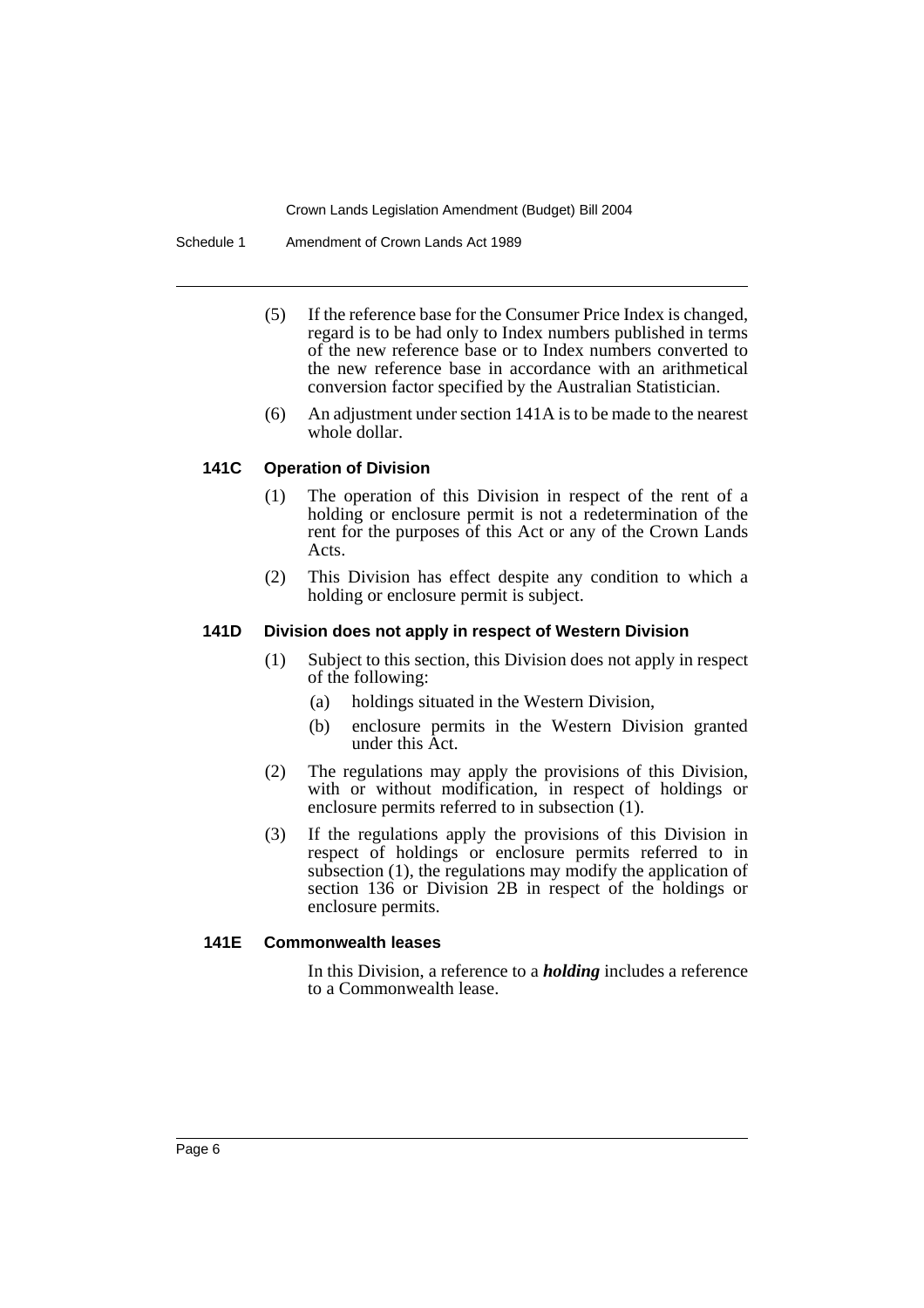(5) If the reference base for the Consumer Price Index is changed, regard is to be had only to Index numbers published in terms of the new reference base or to Index numbers converted to the new reference base in accordance with an arithmetical conversion factor specified by the Australian Statistician.

(6) An adjustment under section 141A is to be made to the nearest whole dollar.

### 141C Operation of Division

(1) The operation of this Division in respect of the rent of a holding or enclosure permit is not a redetermination of the rent for the purposes of this Act or any of the Crown Lands Acts.

(2) This Division has effect despite any condition to which a holding or enclosure permit is subject.

### 141D Division does not apply in respect of Western Division

(1) Subject to this section, this Division does not apply in respect of the following:

- (a) holdings situated in the Western Division,
- (b) enclosure permits in the Western Division granted under this Act.

(2) The regulations may apply the provisions of this Division, with or without modification, in respect of holdings or enclosure permits referred to in subsection (1).

(3) If the regulations apply the provisions of this Division in respect of holdings or enclosure permits referred to in subsection (1), the regulations may modify the application of section 136 or Division 2B in respect of the holdings or enclosure permits.

### 141E Commonwealth leases

In this Division, a reference to a ***holding*** includes a reference to a Commonwealth lease.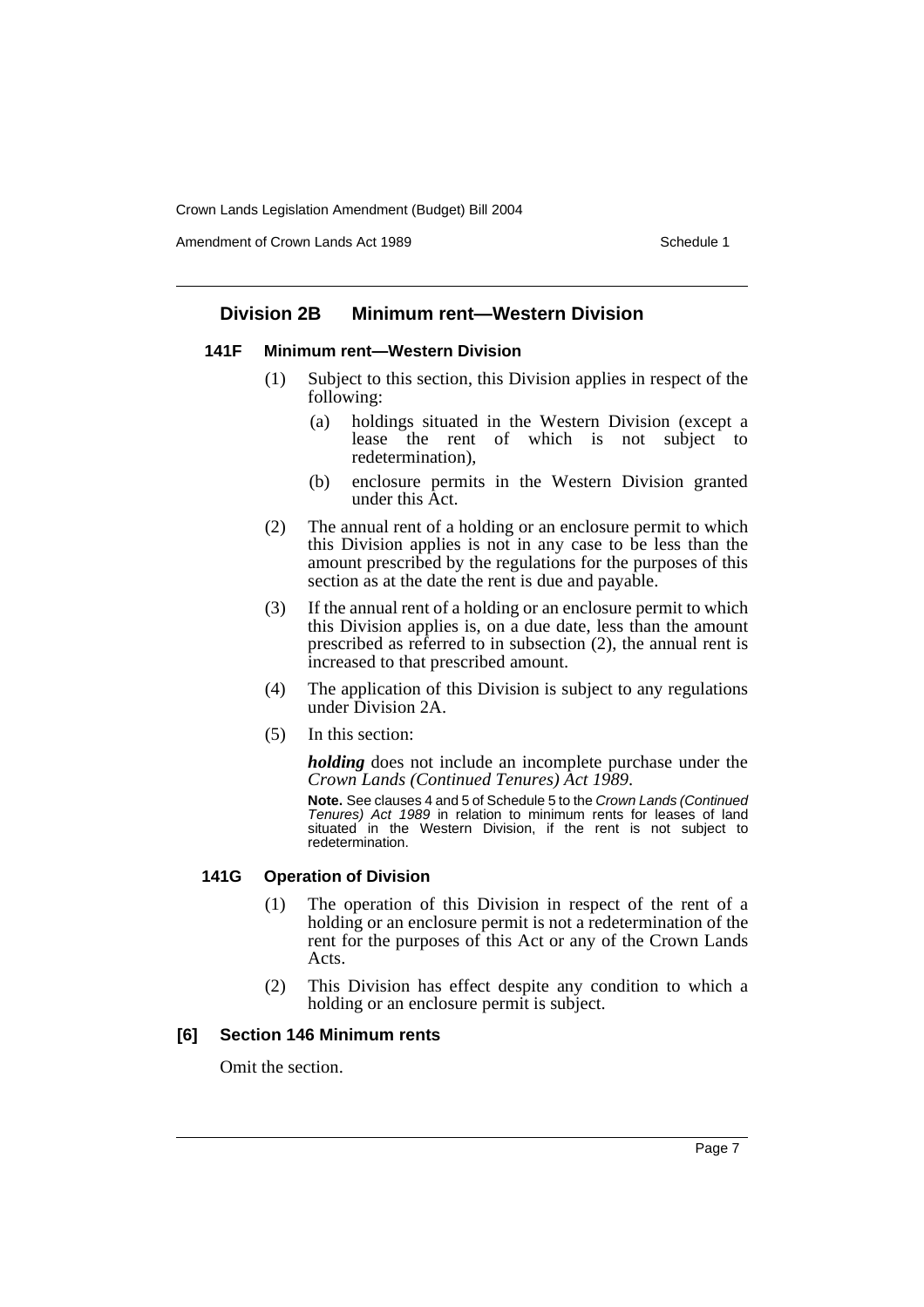## Division 2B Minimum rent—Western Division

### 141F Minimum rent—Western Division

(1) Subject to this section, this Division applies in respect of the following:

(a) holdings situated in the Western Division (except a lease the rent of which is not subject to redetermination),

(b) enclosure permits in the Western Division granted under this Act.

(2) The annual rent of a holding or an enclosure permit to which this Division applies is not in any case to be less than the amount prescribed by the regulations for the purposes of this section as at the date the rent is due and payable.

(3) If the annual rent of a holding or an enclosure permit to which this Division applies is, on a due date, less than the amount prescribed as referred to in subsection (2), the annual rent is increased to that prescribed amount.

(4) The application of this Division is subject to any regulations under Division 2A.

(5) In this section:

***holding*** does not include an incomplete purchase under the *Crown Lands (Continued Tenures) Act 1989*.

**Note.** See clauses 4 and 5 of Schedule 5 to the *Crown Lands (Continued Tenures) Act 1989* in relation to minimum rents for leases of land situated in the Western Division, if the rent is not subject to redetermination.

### 141G Operation of Division

(1) The operation of this Division in respect of the rent of a holding or an enclosure permit is not a redetermination of the rent for the purposes of this Act or any of the Crown Lands Acts.

(2) This Division has effect despite any condition to which a holding or an enclosure permit is subject.

### [6] Section 146 Minimum rents

Omit the section.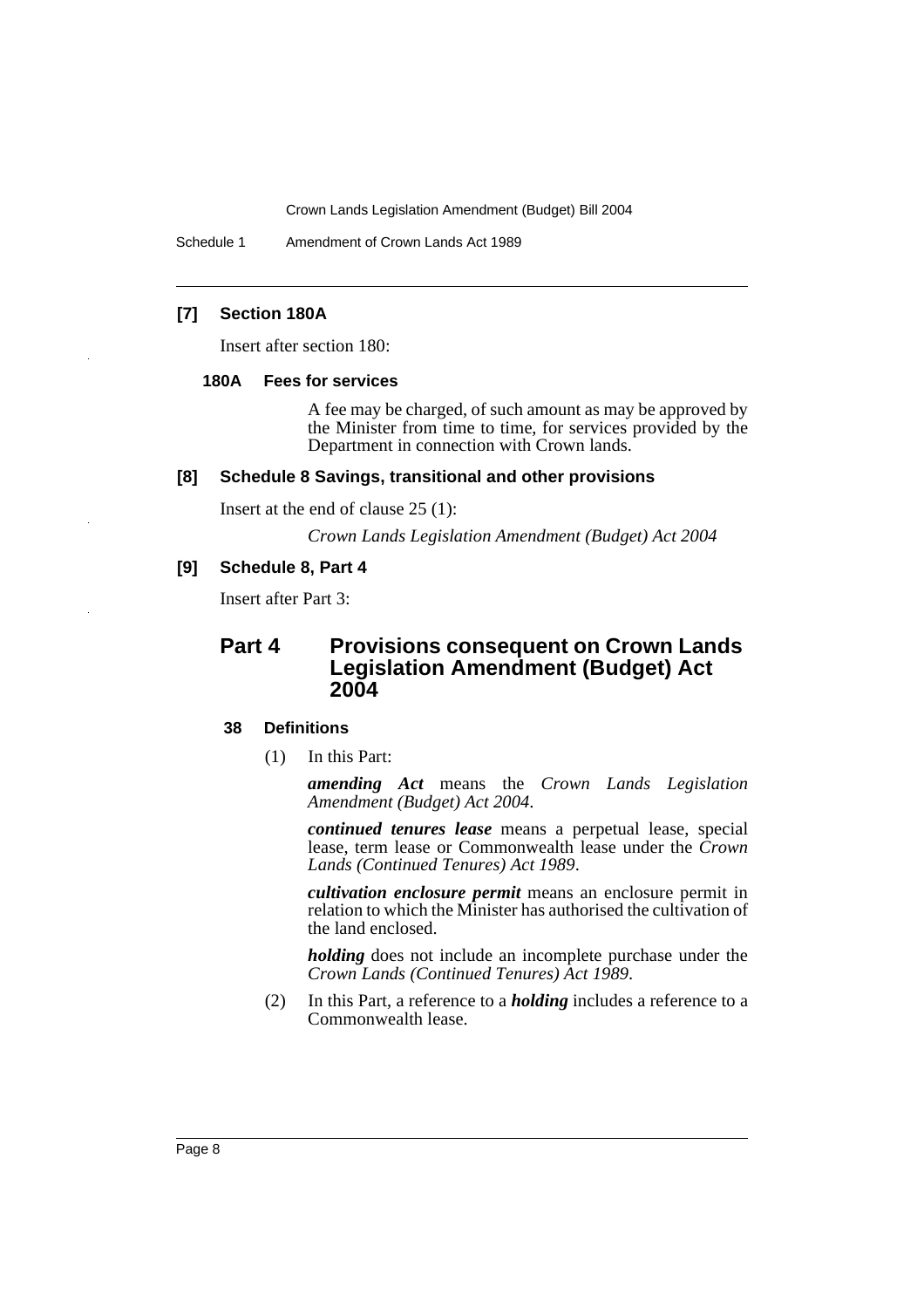### [7] Section 180A

Insert after section 180:

#### 180A Fees for services

A fee may be charged, of such amount as may be approved by the Minister from time to time, for services provided by the Department in connection with Crown lands.

### [8] Schedule 8 Savings, transitional and other provisions

Insert at the end of clause 25 (1):

*Crown Lands Legislation Amendment (Budget) Act 2004*

### [9] Schedule 8, Part 4

Insert after Part 3:

## Part 4 Provisions consequent on Crown Lands Legislation Amendment (Budget) Act 2004

#### 38 Definitions

(1) In this Part:

***amending Act*** means the *Crown Lands Legislation Amendment (Budget) Act 2004*.

***continued tenures lease*** means a perpetual lease, special lease, term lease or Commonwealth lease under the *Crown Lands (Continued Tenures) Act 1989*.

***cultivation enclosure permit*** means an enclosure permit in relation to which the Minister has authorised the cultivation of the land enclosed.

***holding*** does not include an incomplete purchase under the *Crown Lands (Continued Tenures) Act 1989*.

(2) In this Part, a reference to a ***holding*** includes a reference to a Commonwealth lease.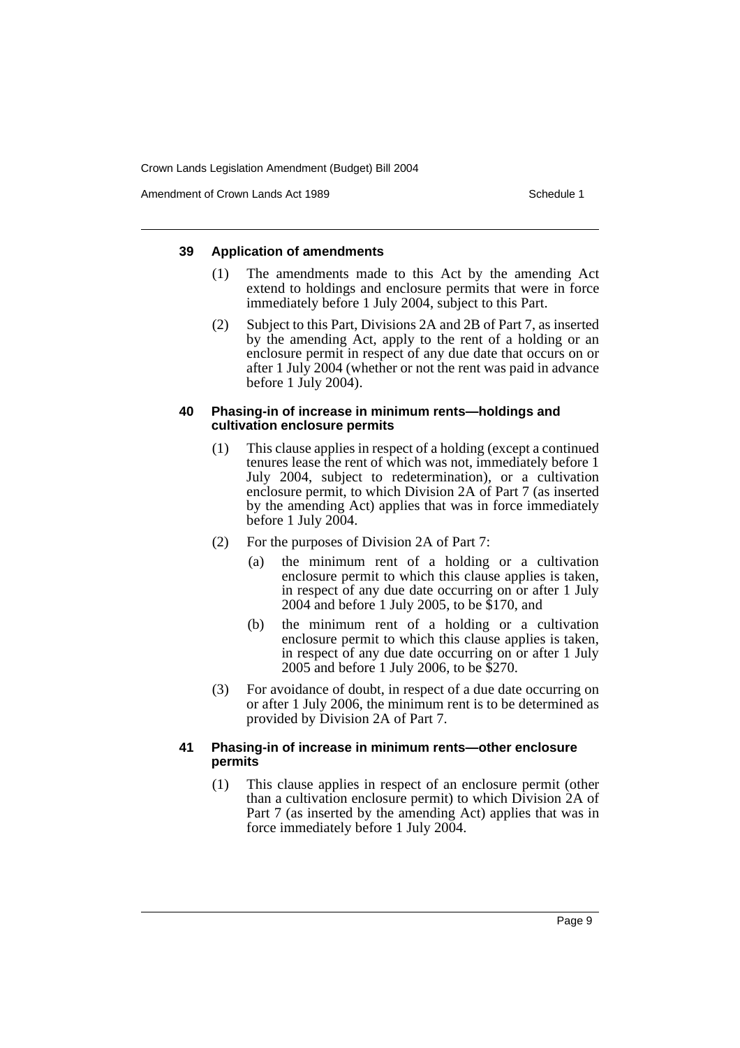#### 39 Application of amendments

(1) The amendments made to this Act by the amending Act extend to holdings and enclosure permits that were in force immediately before 1 July 2004, subject to this Part.

(2) Subject to this Part, Divisions 2A and 2B of Part 7, as inserted by the amending Act, apply to the rent of a holding or an enclosure permit in respect of any due date that occurs on or after 1 July 2004 (whether or not the rent was paid in advance before 1 July 2004).

#### 40 Phasing-in of increase in minimum rents—holdings and cultivation enclosure permits

(1) This clause applies in respect of a holding (except a continued tenures lease the rent of which was not, immediately before 1 July 2004, subject to redetermination), or a cultivation enclosure permit, to which Division 2A of Part 7 (as inserted by the amending Act) applies that was in force immediately before 1 July 2004.

(2) For the purposes of Division 2A of Part 7:

(a) the minimum rent of a holding or a cultivation enclosure permit to which this clause applies is taken, in respect of any due date occurring on or after 1 July 2004 and before 1 July 2005, to be $170, and

(b) the minimum rent of a holding or a cultivation enclosure permit to which this clause applies is taken, in respect of any due date occurring on or after 1 July 2005 and before 1 July 2006, to be $270.

(3) For avoidance of doubt, in respect of a due date occurring on or after 1 July 2006, the minimum rent is to be determined as provided by Division 2A of Part 7.

#### 41 Phasing-in of increase in minimum rents—other enclosure permits

(1) This clause applies in respect of an enclosure permit (other than a cultivation enclosure permit) to which Division 2A of Part 7 (as inserted by the amending Act) applies that was in force immediately before 1 July 2004.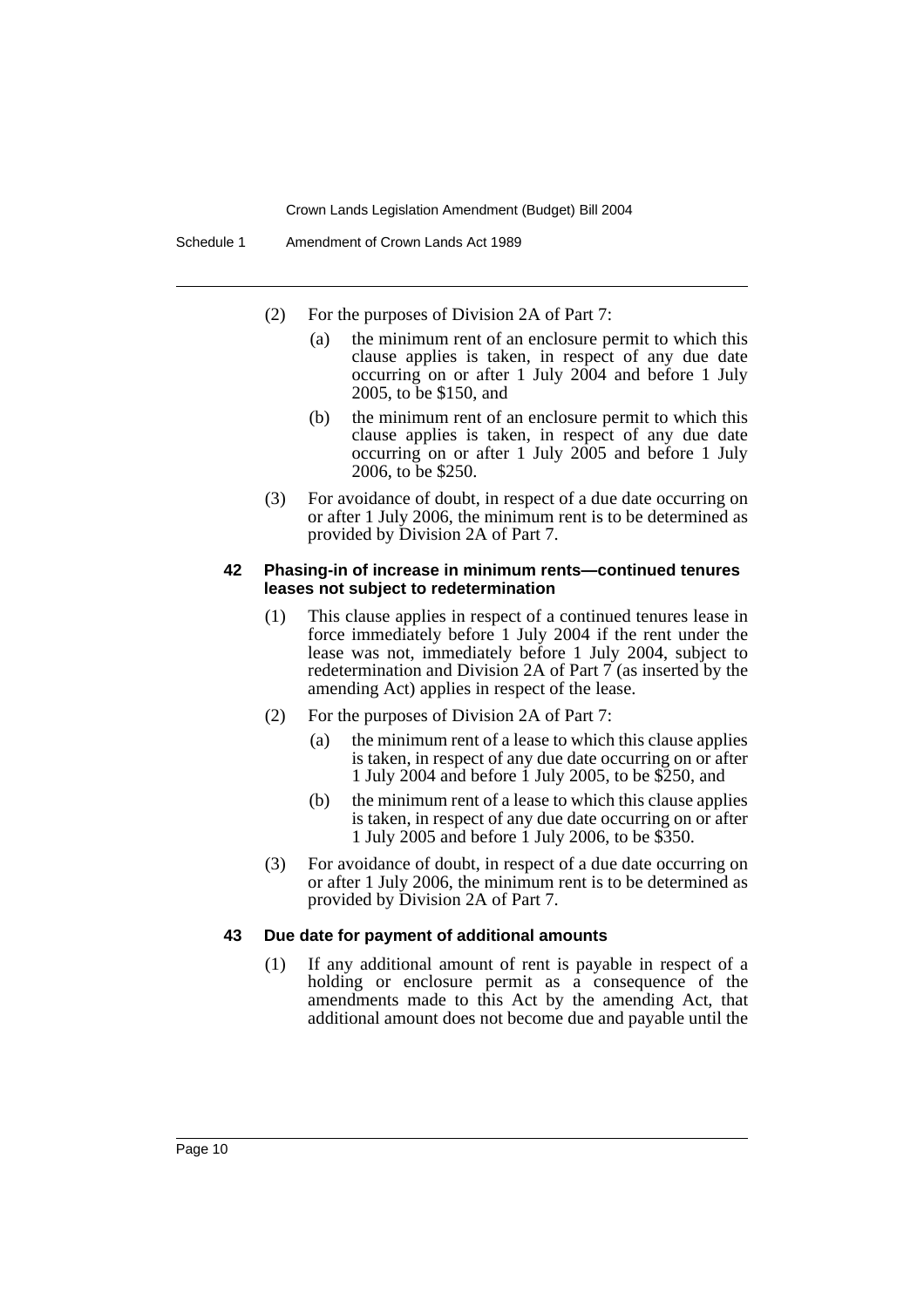(2) For the purposes of Division 2A of Part 7:

(a) the minimum rent of an enclosure permit to which this clause applies is taken, in respect of any due date occurring on or after 1 July 2004 and before 1 July 2005, to be $150, and

(b) the minimum rent of an enclosure permit to which this clause applies is taken, in respect of any due date occurring on or after 1 July 2005 and before 1 July 2006, to be $250.

(3) For avoidance of doubt, in respect of a due date occurring on or after 1 July 2006, the minimum rent is to be determined as provided by Division 2A of Part 7.

**42 Phasing-in of increase in minimum rents—continued tenures leases not subject to redetermination**

(1) This clause applies in respect of a continued tenures lease in force immediately before 1 July 2004 if the rent under the lease was not, immediately before 1 July 2004, subject to redetermination and Division 2A of Part 7 (as inserted by the amending Act) applies in respect of the lease.

(2) For the purposes of Division 2A of Part 7:

(a) the minimum rent of a lease to which this clause applies is taken, in respect of any due date occurring on or after 1 July 2004 and before 1 July 2005, to be $250, and

(b) the minimum rent of a lease to which this clause applies is taken, in respect of any due date occurring on or after 1 July 2005 and before 1 July 2006, to be $350.

(3) For avoidance of doubt, in respect of a due date occurring on or after 1 July 2006, the minimum rent is to be determined as provided by Division 2A of Part 7.

**43 Due date for payment of additional amounts**

(1) If any additional amount of rent is payable in respect of a holding or enclosure permit as a consequence of the amendments made to this Act by the amending Act, that additional amount does not become due and payable until the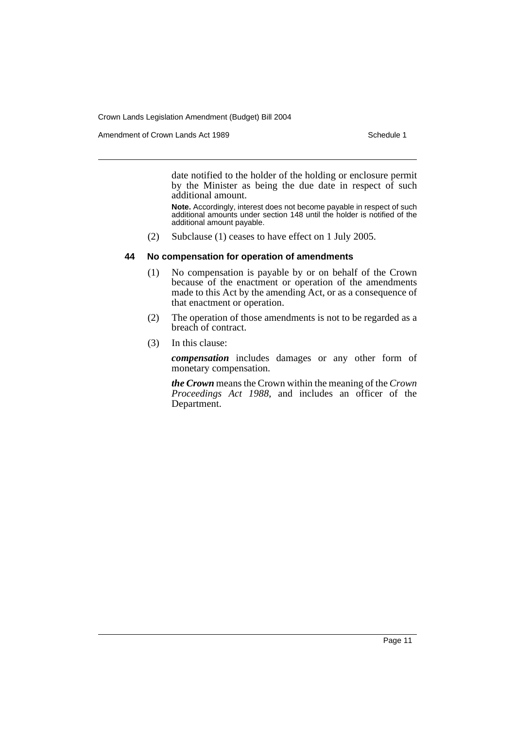date notified to the holder of the holding or enclosure permit by the Minister as being the due date in respect of such additional amount.

**Note.** Accordingly, interest does not become payable in respect of such additional amounts under section 148 until the holder is notified of the additional amount payable.

(2) Subclause (1) ceases to have effect on 1 July 2005.

### 44 No compensation for operation of amendments

(1) No compensation is payable by or on behalf of the Crown because of the enactment or operation of the amendments made to this Act by the amending Act, or as a consequence of that enactment or operation.

(2) The operation of those amendments is not to be regarded as a breach of contract.

(3) In this clause:

***compensation*** includes damages or any other form of monetary compensation.

***the Crown*** means the Crown within the meaning of the *Crown Proceedings Act 1988*, and includes an officer of the Department.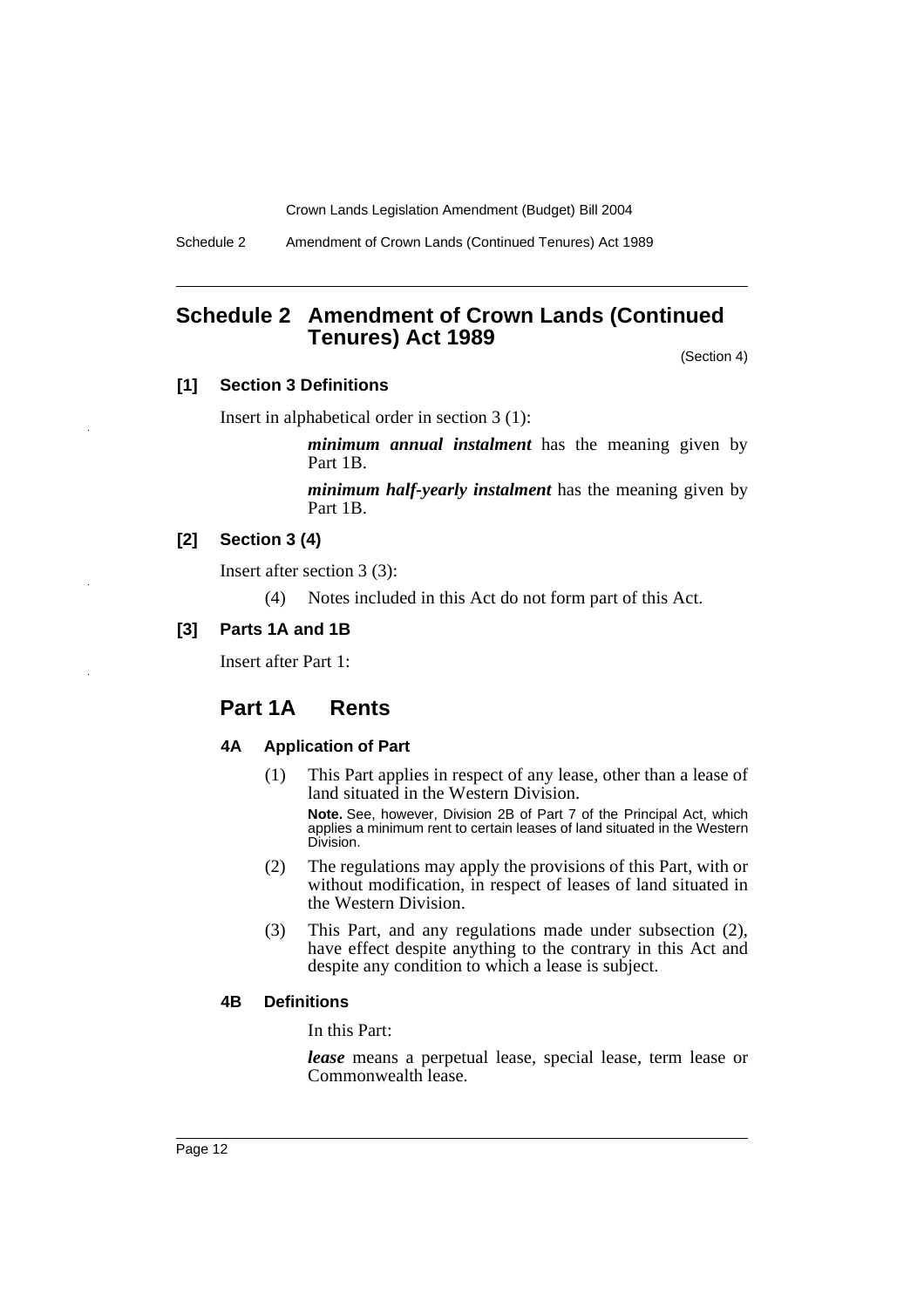# Schedule 2 Amendment of Crown Lands (Continued Tenures) Act 1989

(Section 4)

### [1] Section 3 Definitions

Insert in alphabetical order in section 3 (1):

> ***minimum annual instalment*** has the meaning given by Part 1B.
>
> ***minimum half-yearly instalment*** has the meaning given by Part 1B.

### [2] Section 3 (4)

Insert after section 3 (3):

> (4) Notes included in this Act do not form part of this Act.

### [3] Parts 1A and 1B

Insert after Part 1:

## Part 1A Rents

#### 4A Application of Part

(1) This Part applies in respect of any lease, other than a lease of land situated in the Western Division.

**Note.** See, however, Division 2B of Part 7 of the Principal Act, which applies a minimum rent to certain leases of land situated in the Western Division.

(2) The regulations may apply the provisions of this Part, with or without modification, in respect of leases of land situated in the Western Division.

(3) This Part, and any regulations made under subsection (2), have effect despite anything to the contrary in this Act and despite any condition to which a lease is subject.

#### 4B Definitions

In this Part:

***lease*** means a perpetual lease, special lease, term lease or Commonwealth lease.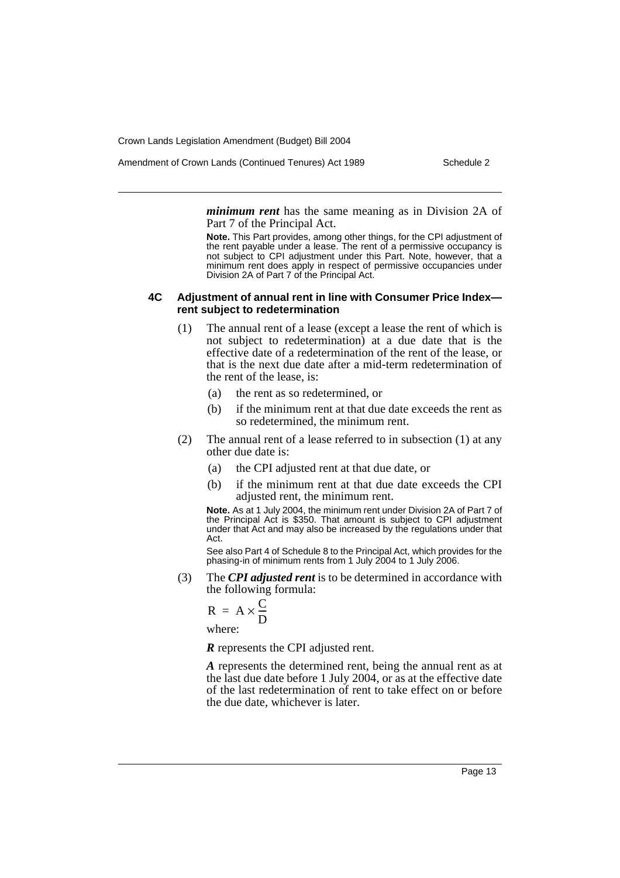***minimum rent*** has the same meaning as in Division 2A of Part 7 of the Principal Act.

**Note.** This Part provides, among other things, for the CPI adjustment of the rent payable under a lease. The rent of a permissive occupancy is not subject to CPI adjustment under this Part. Note, however, that a minimum rent does apply in respect of permissive occupancies under Division 2A of Part 7 of the Principal Act.

#### 4C Adjustment of annual rent in line with Consumer Price Index—rent subject to redetermination

(1) The annual rent of a lease (except a lease the rent of which is not subject to redetermination) at a due date that is the effective date of a redetermination of the rent of the lease, or that is the next due date after a mid-term redetermination of the rent of the lease, is:

- (a) the rent as so redetermined, or
- (b) if the minimum rent at that due date exceeds the rent as so redetermined, the minimum rent.

(2) The annual rent of a lease referred to in subsection (1) at any other due date is:

- (a) the CPI adjusted rent at that due date, or
- (b) if the minimum rent at that due date exceeds the CPI adjusted rent, the minimum rent.

**Note.** As at 1 July 2004, the minimum rent under Division 2A of Part 7 of the Principal Act is $350. That amount is subject to CPI adjustment under that Act and may also be increased by the regulations under that Act.

See also Part 4 of Schedule 8 to the Principal Act, which provides for the phasing-in of minimum rents from 1 July 2004 to 1 July 2006.

(3) The ***CPI adjusted rent*** is to be determined in accordance with the following formula:

$$R = A \times \frac{C}{D}$$

where:

***R*** represents the CPI adjusted rent.

***A*** represents the determined rent, being the annual rent as at the last due date before 1 July 2004, or as at the effective date of the last redetermination of rent to take effect on or before the due date, whichever is later.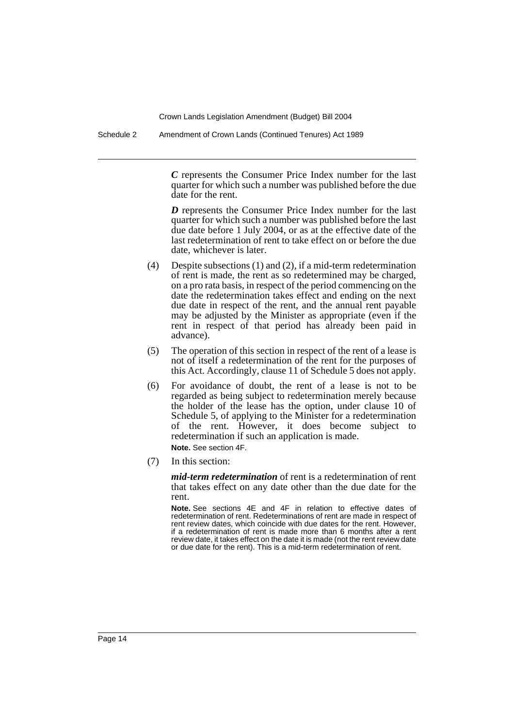***C*** represents the Consumer Price Index number for the last quarter for which such a number was published before the due date for the rent.

***D*** represents the Consumer Price Index number for the last quarter for which such a number was published before the last due date before 1 July 2004, or as at the effective date of the last redetermination of rent to take effect on or before the due date, whichever is later.

(4) Despite subsections (1) and (2), if a mid-term redetermination of rent is made, the rent as so redetermined may be charged, on a pro rata basis, in respect of the period commencing on the date the redetermination takes effect and ending on the next due date in respect of the rent, and the annual rent payable may be adjusted by the Minister as appropriate (even if the rent in respect of that period has already been paid in advance).

(5) The operation of this section in respect of the rent of a lease is not of itself a redetermination of the rent for the purposes of this Act. Accordingly, clause 11 of Schedule 5 does not apply.

(6) For avoidance of doubt, the rent of a lease is not to be regarded as being subject to redetermination merely because the holder of the lease has the option, under clause 10 of Schedule 5, of applying to the Minister for a redetermination of the rent. However, it does become subject to redetermination if such an application is made.

**Note.** See section 4F.

(7) In this section:

***mid-term redetermination*** of rent is a redetermination of rent that takes effect on any date other than the due date for the rent.

**Note.** See sections 4E and 4F in relation to effective dates of redetermination of rent. Redeterminations of rent are made in respect of rent review dates, which coincide with due dates for the rent. However, if a redetermination of rent is made more than 6 months after a rent review date, it takes effect on the date it is made (not the rent review date or due date for the rent). This is a mid-term redetermination of rent.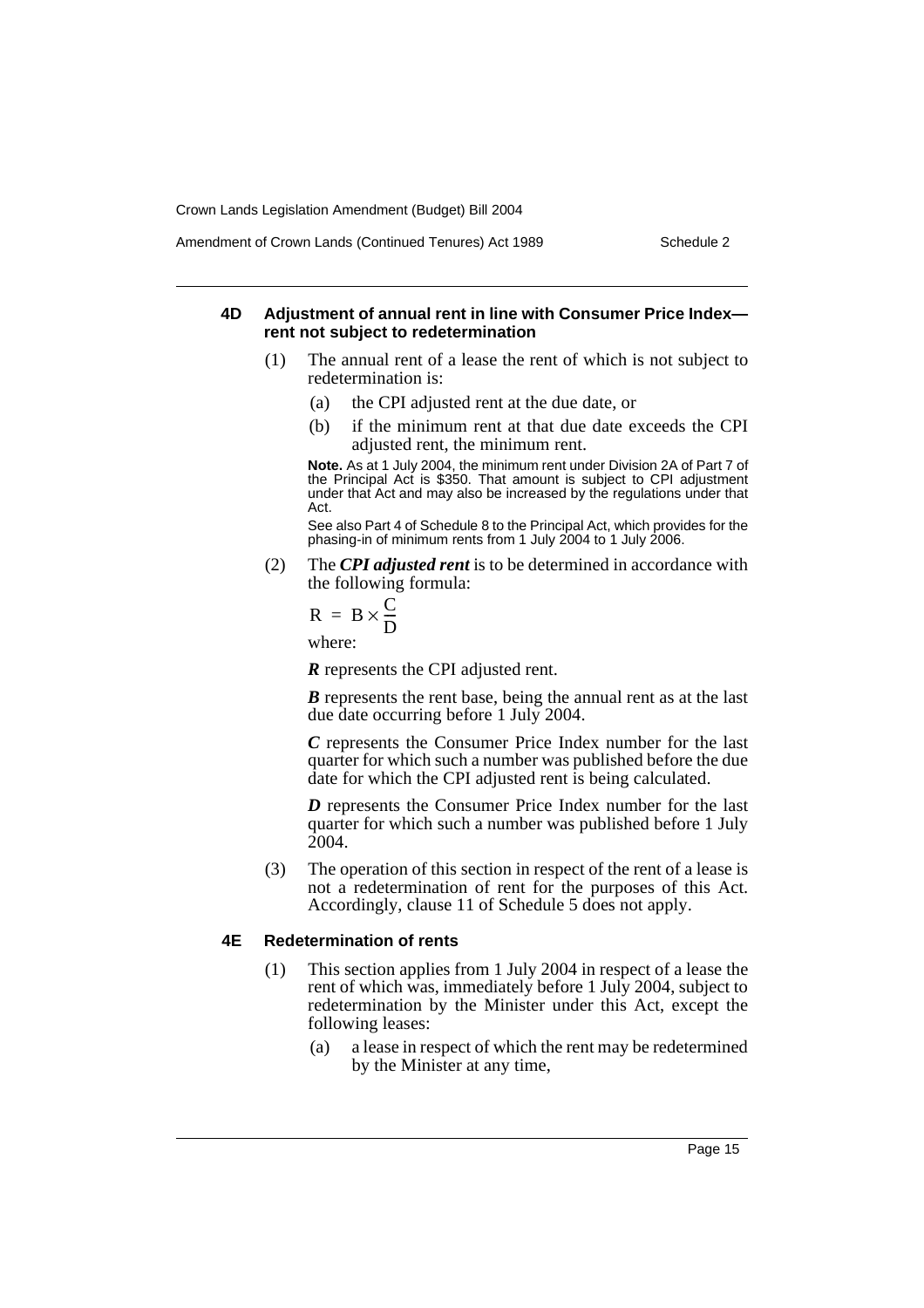### 4D Adjustment of annual rent in line with Consumer Price Index—rent not subject to redetermination

(1) The annual rent of a lease the rent of which is not subject to redetermination is:

(a) the CPI adjusted rent at the due date, or

(b) if the minimum rent at that due date exceeds the CPI adjusted rent, the minimum rent.

**Note.** As at 1 July 2004, the minimum rent under Division 2A of Part 7 of the Principal Act is $350. That amount is subject to CPI adjustment under that Act and may also be increased by the regulations under that Act.

See also Part 4 of Schedule 8 to the Principal Act, which provides for the phasing-in of minimum rents from 1 July 2004 to 1 July 2006.

(2) The ***CPI adjusted rent*** is to be determined in accordance with the following formula:

$$R = B \times \frac{C}{D}$$

where:

***R*** represents the CPI adjusted rent.

***B*** represents the rent base, being the annual rent as at the last due date occurring before 1 July 2004.

***C*** represents the Consumer Price Index number for the last quarter for which such a number was published before the due date for which the CPI adjusted rent is being calculated.

***D*** represents the Consumer Price Index number for the last quarter for which such a number was published before 1 July 2004.

(3) The operation of this section in respect of the rent of a lease is not a redetermination of rent for the purposes of this Act. Accordingly, clause 11 of Schedule 5 does not apply.

### 4E Redetermination of rents

(1) This section applies from 1 July 2004 in respect of a lease the rent of which was, immediately before 1 July 2004, subject to redetermination by the Minister under this Act, except the following leases:

(a) a lease in respect of which the rent may be redetermined by the Minister at any time,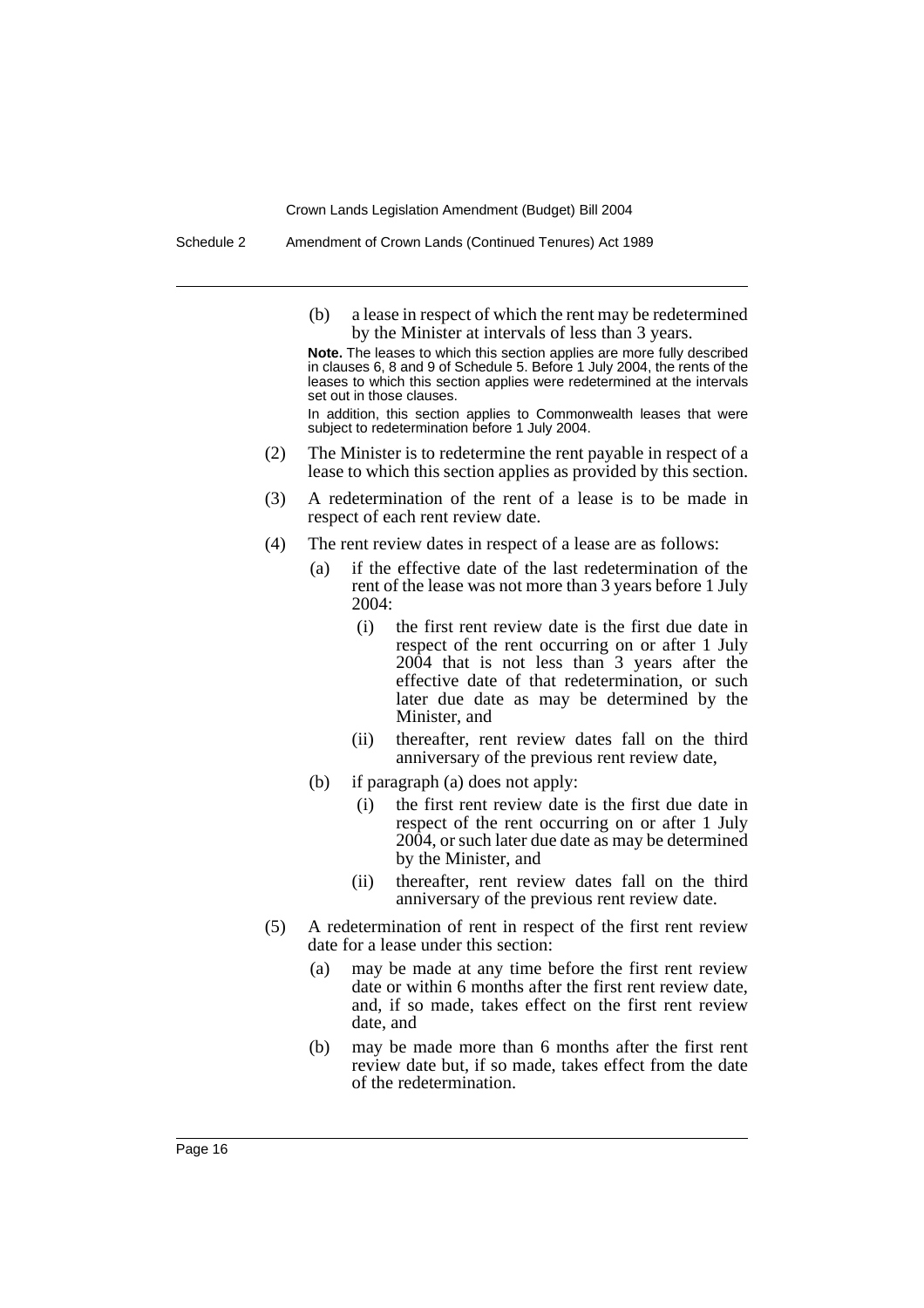(b) a lease in respect of which the rent may be redetermined by the Minister at intervals of less than 3 years.

**Note.** The leases to which this section applies are more fully described in clauses 6, 8 and 9 of Schedule 5. Before 1 July 2004, the rents of the leases to which this section applies were redetermined at the intervals set out in those clauses.

In addition, this section applies to Commonwealth leases that were subject to redetermination before 1 July 2004.

(2) The Minister is to redetermine the rent payable in respect of a lease to which this section applies as provided by this section.

(3) A redetermination of the rent of a lease is to be made in respect of each rent review date.

(4) The rent review dates in respect of a lease are as follows:

(a) if the effective date of the last redetermination of the rent of the lease was not more than 3 years before 1 July 2004:

(i) the first rent review date is the first due date in respect of the rent occurring on or after 1 July 2004 that is not less than 3 years after the effective date of that redetermination, or such later due date as may be determined by the Minister, and

(ii) thereafter, rent review dates fall on the third anniversary of the previous rent review date,

(b) if paragraph (a) does not apply:

(i) the first rent review date is the first due date in respect of the rent occurring on or after 1 July 2004, or such later due date as may be determined by the Minister, and

(ii) thereafter, rent review dates fall on the third anniversary of the previous rent review date.

(5) A redetermination of rent in respect of the first rent review date for a lease under this section:

(a) may be made at any time before the first rent review date or within 6 months after the first rent review date, and, if so made, takes effect on the first rent review date, and

(b) may be made more than 6 months after the first rent review date but, if so made, takes effect from the date of the redetermination.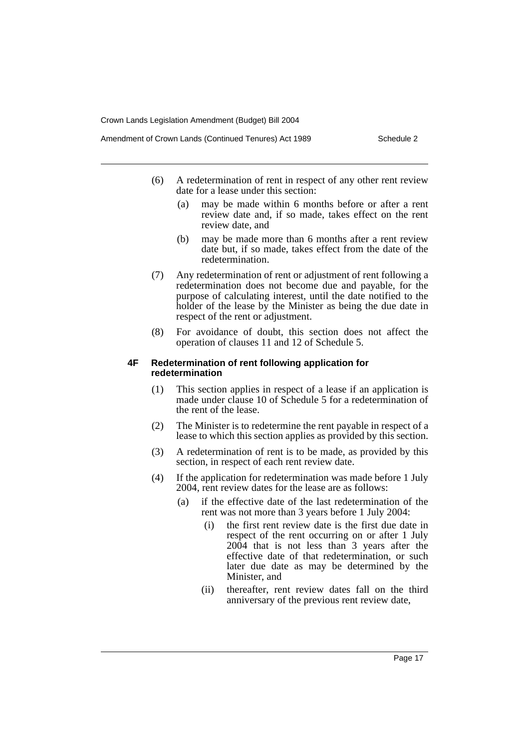(6) A redetermination of rent in respect of any other rent review date for a lease under this section:

(a) may be made within 6 months before or after a rent review date and, if so made, takes effect on the rent review date, and

(b) may be made more than 6 months after a rent review date but, if so made, takes effect from the date of the redetermination.

(7) Any redetermination of rent or adjustment of rent following a redetermination does not become due and payable, for the purpose of calculating interest, until the date notified to the holder of the lease by the Minister as being the due date in respect of the rent or adjustment.

(8) For avoidance of doubt, this section does not affect the operation of clauses 11 and 12 of Schedule 5.

**4F Redetermination of rent following application for redetermination**

(1) This section applies in respect of a lease if an application is made under clause 10 of Schedule 5 for a redetermination of the rent of the lease.

(2) The Minister is to redetermine the rent payable in respect of a lease to which this section applies as provided by this section.

(3) A redetermination of rent is to be made, as provided by this section, in respect of each rent review date.

(4) If the application for redetermination was made before 1 July 2004, rent review dates for the lease are as follows:

(a) if the effective date of the last redetermination of the rent was not more than 3 years before 1 July 2004:

(i) the first rent review date is the first due date in respect of the rent occurring on or after 1 July 2004 that is not less than 3 years after the effective date of that redetermination, or such later due date as may be determined by the Minister, and

(ii) thereafter, rent review dates fall on the third anniversary of the previous rent review date,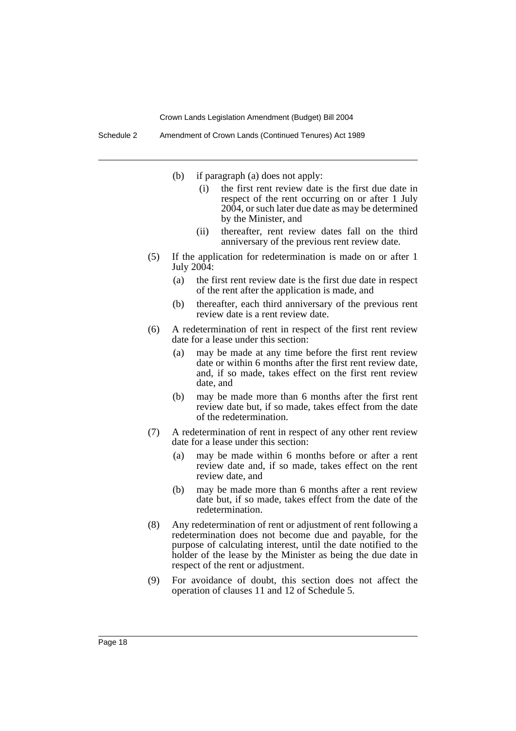(b) if paragraph (a) does not apply:

  (i) the first rent review date is the first due date in respect of the rent occurring on or after 1 July 2004, or such later due date as may be determined by the Minister, and

  (ii) thereafter, rent review dates fall on the third anniversary of the previous rent review date.

(5) If the application for redetermination is made on or after 1 July 2004:

  (a) the first rent review date is the first due date in respect of the rent after the application is made, and

  (b) thereafter, each third anniversary of the previous rent review date is a rent review date.

(6) A redetermination of rent in respect of the first rent review date for a lease under this section:

  (a) may be made at any time before the first rent review date or within 6 months after the first rent review date, and, if so made, takes effect on the first rent review date, and

  (b) may be made more than 6 months after the first rent review date but, if so made, takes effect from the date of the redetermination.

(7) A redetermination of rent in respect of any other rent review date for a lease under this section:

  (a) may be made within 6 months before or after a rent review date and, if so made, takes effect on the rent review date, and

  (b) may be made more than 6 months after a rent review date but, if so made, takes effect from the date of the redetermination.

(8) Any redetermination of rent or adjustment of rent following a redetermination does not become due and payable, for the purpose of calculating interest, until the date notified to the holder of the lease by the Minister as being the due date in respect of the rent or adjustment.

(9) For avoidance of doubt, this section does not affect the operation of clauses 11 and 12 of Schedule 5.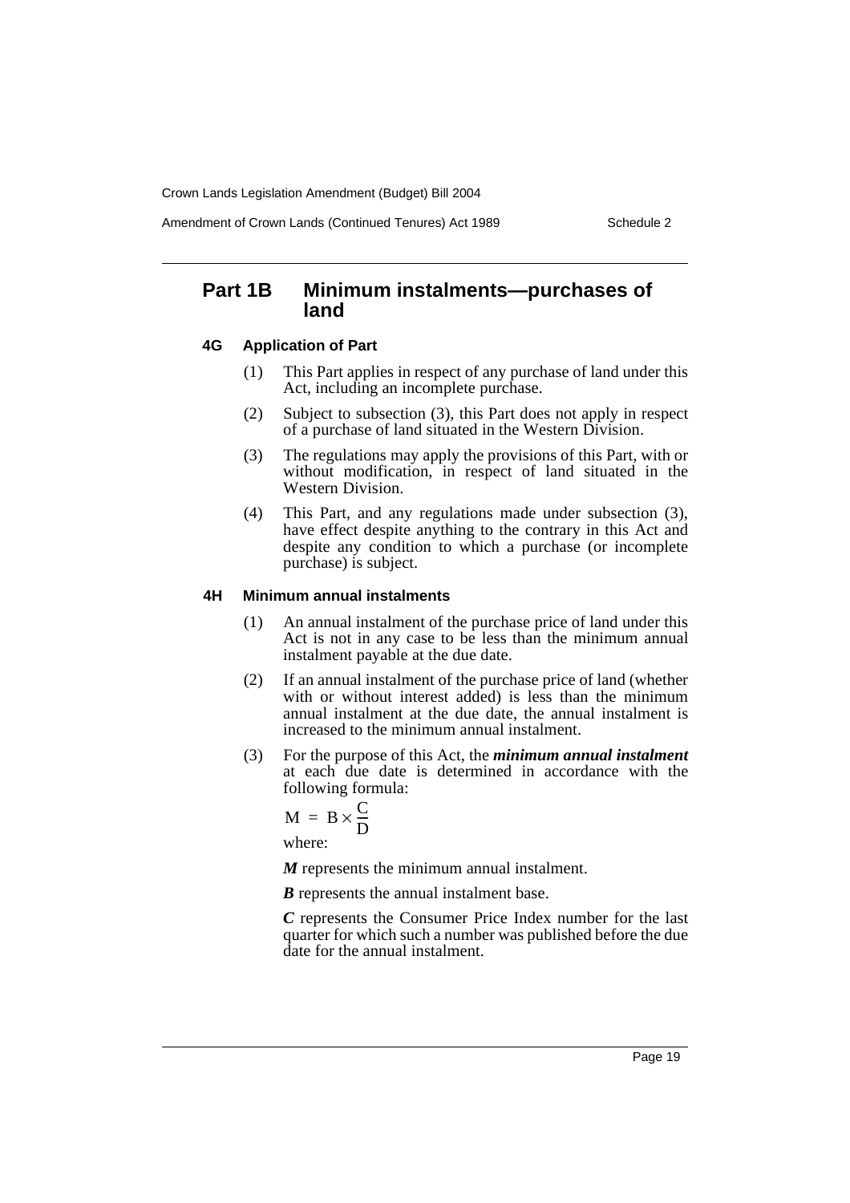## Part 1B Minimum instalments—purchases of land

### 4G Application of Part

(1) This Part applies in respect of any purchase of land under this Act, including an incomplete purchase.

(2) Subject to subsection (3), this Part does not apply in respect of a purchase of land situated in the Western Division.

(3) The regulations may apply the provisions of this Part, with or without modification, in respect of land situated in the Western Division.

(4) This Part, and any regulations made under subsection (3), have effect despite anything to the contrary in this Act and despite any condition to which a purchase (or incomplete purchase) is subject.

### 4H Minimum annual instalments

(1) An annual instalment of the purchase price of land under this Act is not in any case to be less than the minimum annual instalment payable at the due date.

(2) If an annual instalment of the purchase price of land (whether with or without interest added) is less than the minimum annual instalment at the due date, the annual instalment is increased to the minimum annual instalment.

(3) For the purpose of this Act, the ***minimum annual instalment*** at each due date is determined in accordance with the following formula:

$$M = B \times \frac{C}{D}$$

where:

***M*** represents the minimum annual instalment.

***B*** represents the annual instalment base.

***C*** represents the Consumer Price Index number for the last quarter for which such a number was published before the due date for the annual instalment.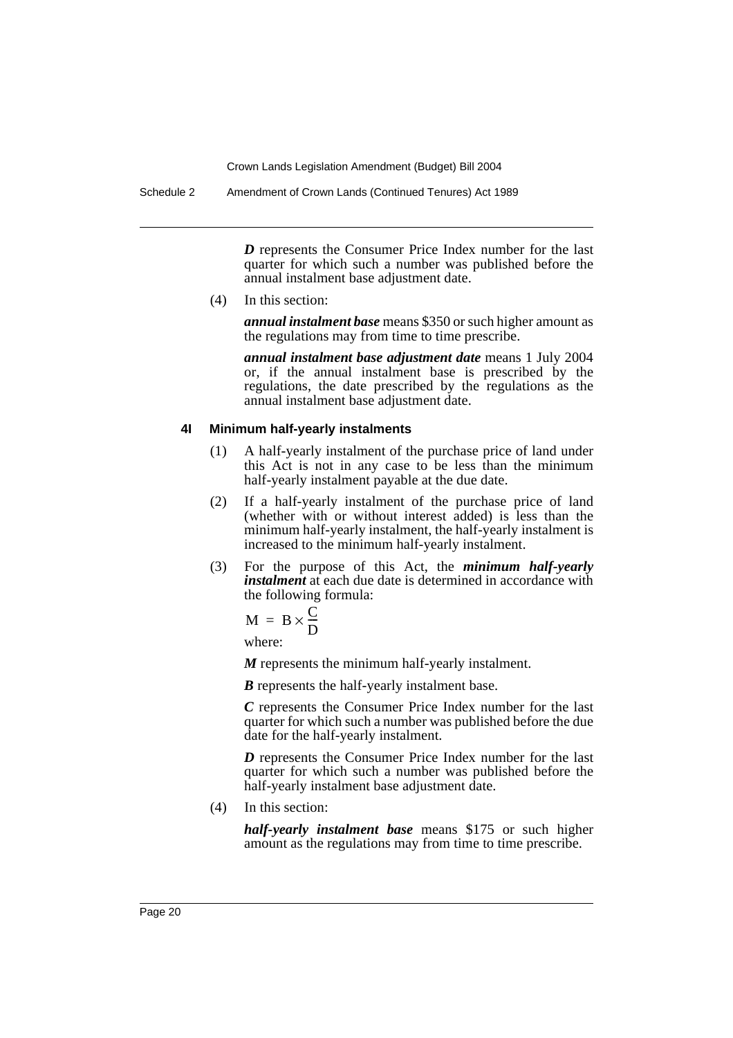***D*** represents the Consumer Price Index number for the last quarter for which such a number was published before the annual instalment base adjustment date.

(4) In this section:

***annual instalment base*** means \$350 or such higher amount as the regulations may from time to time prescribe.

***annual instalment base adjustment date*** means 1 July 2004 or, if the annual instalment base is prescribed by the regulations, the date prescribed by the regulations as the annual instalment base adjustment date.

#### 4I Minimum half-yearly instalments

(1) A half-yearly instalment of the purchase price of land under this Act is not in any case to be less than the minimum half-yearly instalment payable at the due date.

(2) If a half-yearly instalment of the purchase price of land (whether with or without interest added) is less than the minimum half-yearly instalment, the half-yearly instalment is increased to the minimum half-yearly instalment.

(3) For the purpose of this Act, the ***minimum half-yearly instalment*** at each due date is determined in accordance with the following formula:

$$M = B \times \frac{C}{D}$$

where:

***M*** represents the minimum half-yearly instalment.

***B*** represents the half-yearly instalment base.

***C*** represents the Consumer Price Index number for the last quarter for which such a number was published before the due date for the half-yearly instalment.

***D*** represents the Consumer Price Index number for the last quarter for which such a number was published before the half-yearly instalment base adjustment date.

(4) In this section:

***half-yearly instalment base*** means \$175 or such higher amount as the regulations may from time to time prescribe.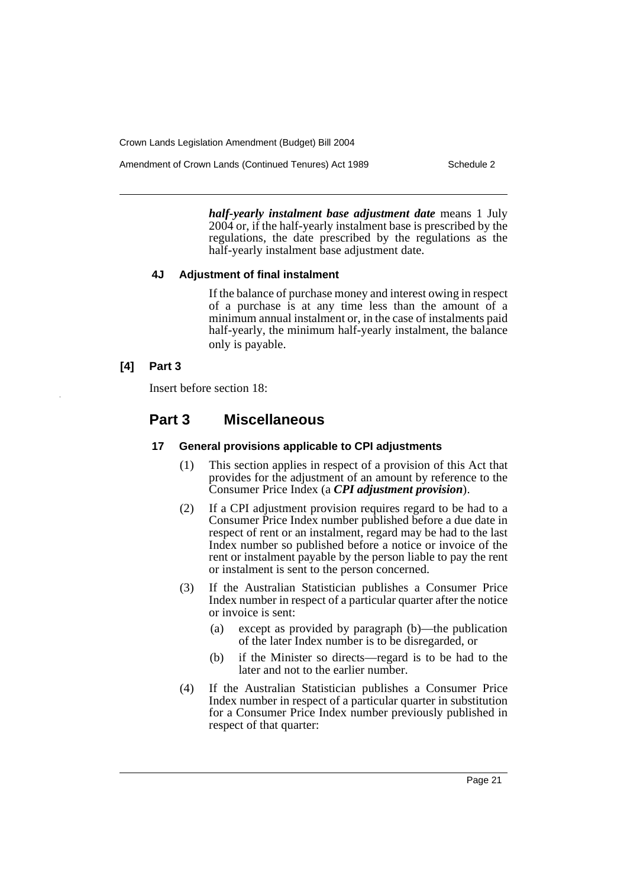***half-yearly instalment base adjustment date*** means 1 July 2004 or, if the half-yearly instalment base is prescribed by the regulations, the date prescribed by the regulations as the half-yearly instalment base adjustment date.

#### 4J Adjustment of final instalment

If the balance of purchase money and interest owing in respect of a purchase is at any time less than the amount of a minimum annual instalment or, in the case of instalments paid half-yearly, the minimum half-yearly instalment, the balance only is payable.

### [4] Part 3

Insert before section 18:

## Part 3 Miscellaneous

#### 17 General provisions applicable to CPI adjustments

(1) This section applies in respect of a provision of this Act that provides for the adjustment of an amount by reference to the Consumer Price Index (a ***CPI adjustment provision***).

(2) If a CPI adjustment provision requires regard to be had to a Consumer Price Index number published before a due date in respect of rent or an instalment, regard may be had to the last Index number so published before a notice or invoice of the rent or instalment payable by the person liable to pay the rent or instalment is sent to the person concerned.

(3) If the Australian Statistician publishes a Consumer Price Index number in respect of a particular quarter after the notice or invoice is sent:

(a) except as provided by paragraph (b)—the publication of the later Index number is to be disregarded, or

(b) if the Minister so directs—regard is to be had to the later and not to the earlier number.

(4) If the Australian Statistician publishes a Consumer Price Index number in respect of a particular quarter in substitution for a Consumer Price Index number previously published in respect of that quarter: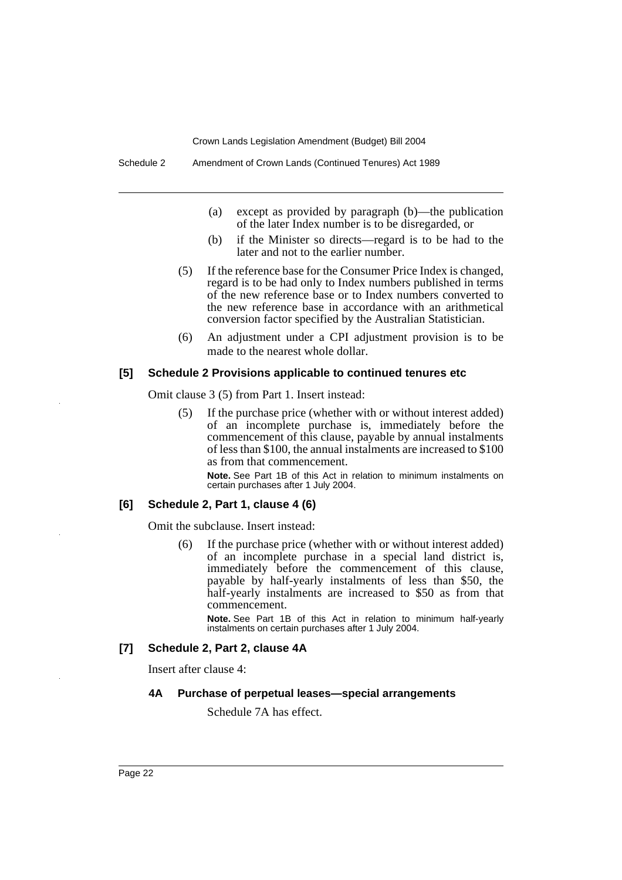(a) except as provided by paragraph (b)—the publication of the later Index number is to be disregarded, or

(b) if the Minister so directs—regard is to be had to the later and not to the earlier number.

(5) If the reference base for the Consumer Price Index is changed, regard is to be had only to Index numbers published in terms of the new reference base or to Index numbers converted to the new reference base in accordance with an arithmetical conversion factor specified by the Australian Statistician.

(6) An adjustment under a CPI adjustment provision is to be made to the nearest whole dollar.

#### [5] Schedule 2 Provisions applicable to continued tenures etc

Omit clause 3 (5) from Part 1. Insert instead:

(5) If the purchase price (whether with or without interest added) of an incomplete purchase is, immediately before the commencement of this clause, payable by annual instalments of less than $100, the annual instalments are increased to $100 as from that commencement.

**Note.** See Part 1B of this Act in relation to minimum instalments on certain purchases after 1 July 2004.

#### [6] Schedule 2, Part 1, clause 4 (6)

Omit the subclause. Insert instead:

(6) If the purchase price (whether with or without interest added) of an incomplete purchase in a special land district is, immediately before the commencement of this clause, payable by half-yearly instalments of less than $50, the half-yearly instalments are increased to $50 as from that commencement.

**Note.** See Part 1B of this Act in relation to minimum half-yearly instalments on certain purchases after 1 July 2004.

#### [7] Schedule 2, Part 2, clause 4A

Insert after clause 4:

**4A Purchase of perpetual leases—special arrangements**

Schedule 7A has effect.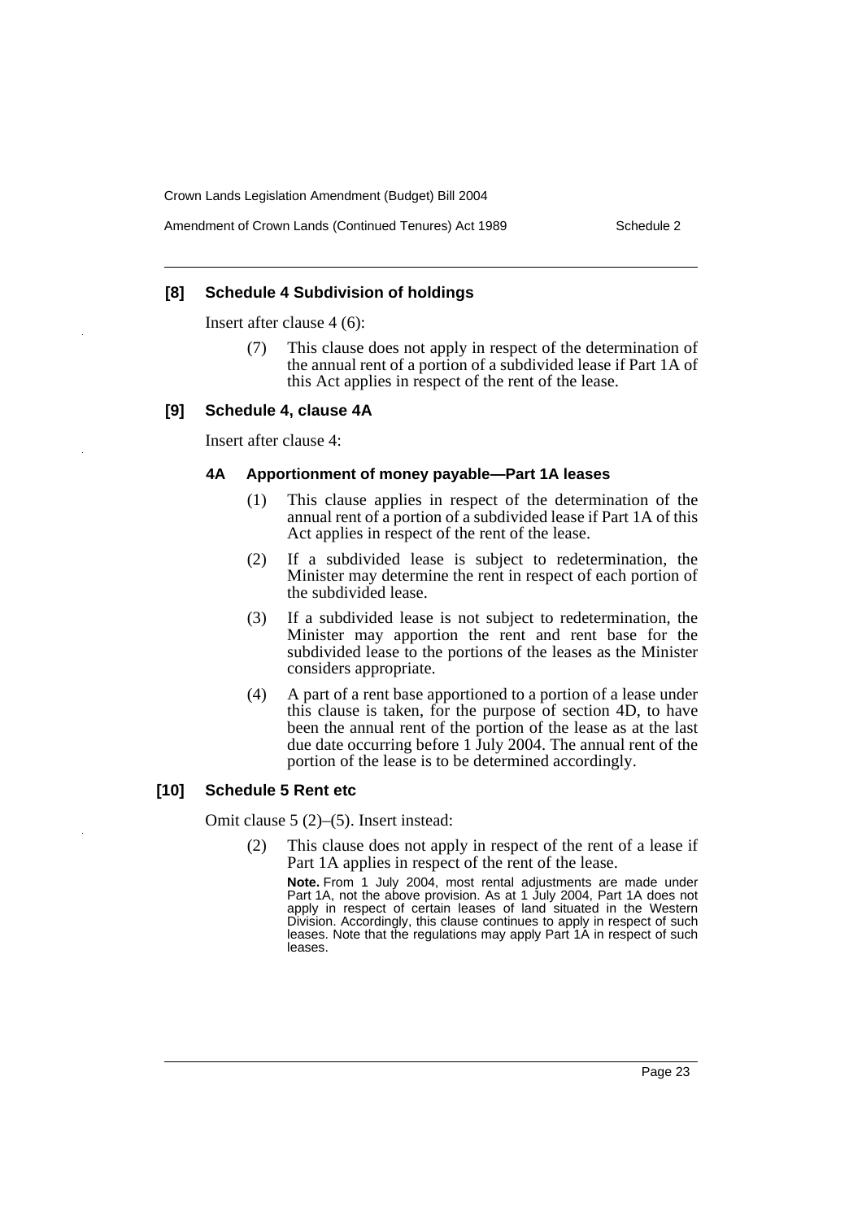### [8] Schedule 4 Subdivision of holdings

Insert after clause 4 (6):

(7) This clause does not apply in respect of the determination of the annual rent of a portion of a subdivided lease if Part 1A of this Act applies in respect of the rent of the lease.

### [9] Schedule 4, clause 4A

Insert after clause 4:

#### 4A Apportionment of money payable—Part 1A leases

(1) This clause applies in respect of the determination of the annual rent of a portion of a subdivided lease if Part 1A of this Act applies in respect of the rent of the lease.

(2) If a subdivided lease is subject to redetermination, the Minister may determine the rent in respect of each portion of the subdivided lease.

(3) If a subdivided lease is not subject to redetermination, the Minister may apportion the rent and rent base for the subdivided lease to the portions of the leases as the Minister considers appropriate.

(4) A part of a rent base apportioned to a portion of a lease under this clause is taken, for the purpose of section 4D, to have been the annual rent of the portion of the lease as at the last due date occurring before 1 July 2004. The annual rent of the portion of the lease is to be determined accordingly.

### [10] Schedule 5 Rent etc

Omit clause 5 (2)–(5). Insert instead:

(2) This clause does not apply in respect of the rent of a lease if Part 1A applies in respect of the rent of the lease.

**Note.** From 1 July 2004, most rental adjustments are made under Part 1A, not the above provision. As at 1 July 2004, Part 1A does not apply in respect of certain leases of land situated in the Western Division. Accordingly, this clause continues to apply in respect of such leases. Note that the regulations may apply Part 1A in respect of such leases.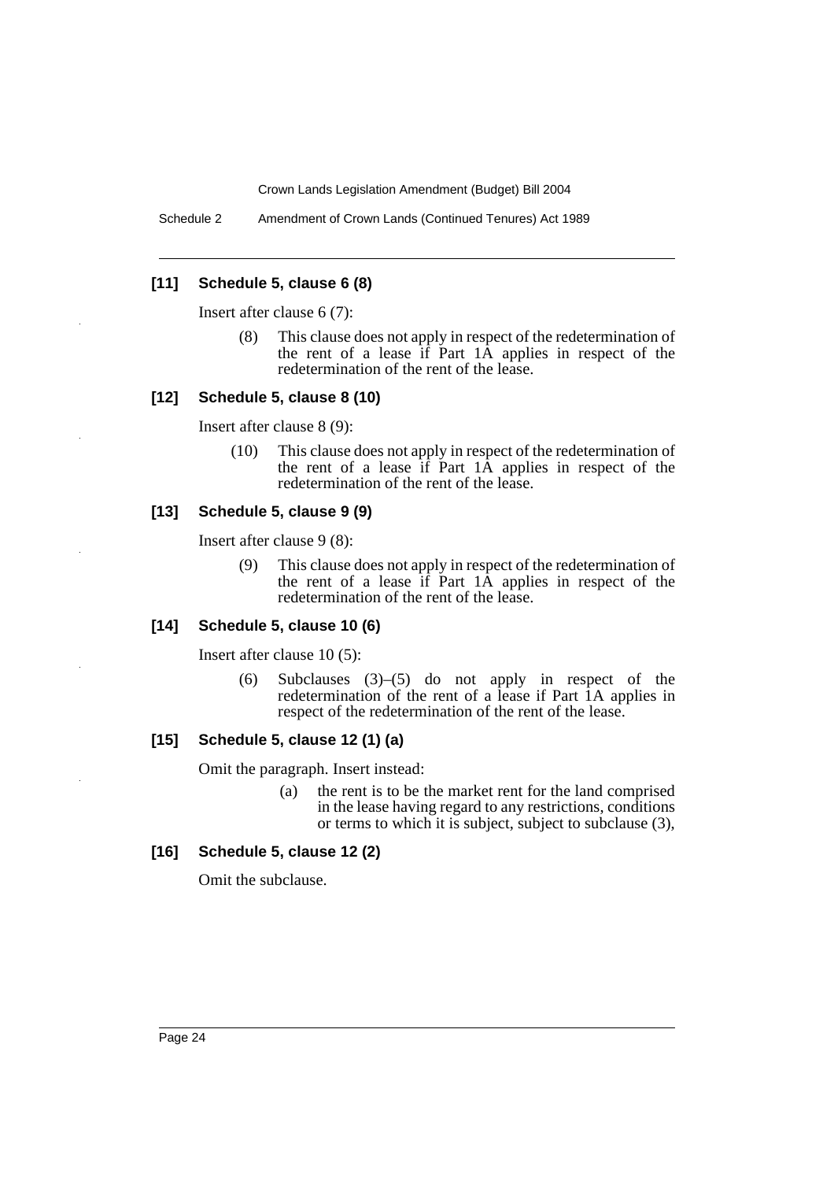### [11] Schedule 5, clause 6 (8)

Insert after clause 6 (7):

> (8) This clause does not apply in respect of the redetermination of the rent of a lease if Part 1A applies in respect of the redetermination of the rent of the lease.

### [12] Schedule 5, clause 8 (10)

Insert after clause 8 (9):

> (10) This clause does not apply in respect of the redetermination of the rent of a lease if Part 1A applies in respect of the redetermination of the rent of the lease.

### [13] Schedule 5, clause 9 (9)

Insert after clause 9 (8):

> (9) This clause does not apply in respect of the redetermination of the rent of a lease if Part 1A applies in respect of the redetermination of the rent of the lease.

### [14] Schedule 5, clause 10 (6)

Insert after clause 10 (5):

> (6) Subclauses (3)–(5) do not apply in respect of the redetermination of the rent of a lease if Part 1A applies in respect of the redetermination of the rent of the lease.

### [15] Schedule 5, clause 12 (1) (a)

Omit the paragraph. Insert instead:

> (a) the rent is to be the market rent for the land comprised in the lease having regard to any restrictions, conditions or terms to which it is subject, subject to subclause (3),

### [16] Schedule 5, clause 12 (2)

Omit the subclause.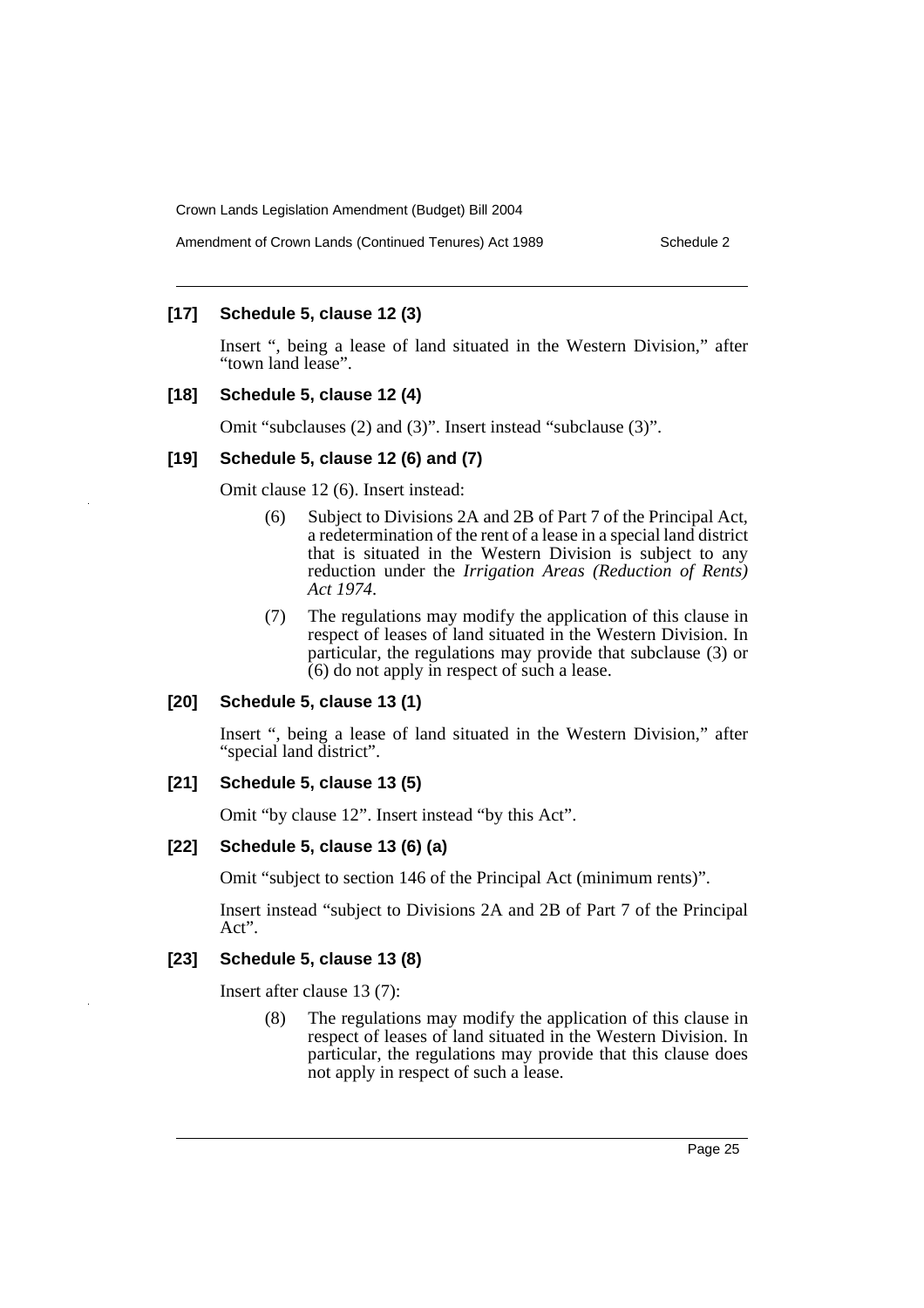### [17] Schedule 5, clause 12 (3)

Insert ", being a lease of land situated in the Western Division," after "town land lease".

### [18] Schedule 5, clause 12 (4)

Omit "subclauses (2) and (3)". Insert instead "subclause (3)".

### [19] Schedule 5, clause 12 (6) and (7)

Omit clause 12 (6). Insert instead:

> (6) Subject to Divisions 2A and 2B of Part 7 of the Principal Act, a redetermination of the rent of a lease in a special land district that is situated in the Western Division is subject to any reduction under the *Irrigation Areas (Reduction of Rents) Act 1974*.
>
> (7) The regulations may modify the application of this clause in respect of leases of land situated in the Western Division. In particular, the regulations may provide that subclause (3) or (6) do not apply in respect of such a lease.

### [20] Schedule 5, clause 13 (1)

Insert ", being a lease of land situated in the Western Division," after "special land district".

### [21] Schedule 5, clause 13 (5)

Omit "by clause 12". Insert instead "by this Act".

### [22] Schedule 5, clause 13 (6) (a)

Omit "subject to section 146 of the Principal Act (minimum rents)".

Insert instead "subject to Divisions 2A and 2B of Part 7 of the Principal Act".

### [23] Schedule 5, clause 13 (8)

Insert after clause 13 (7):

> (8) The regulations may modify the application of this clause in respect of leases of land situated in the Western Division. In particular, the regulations may provide that this clause does not apply in respect of such a lease.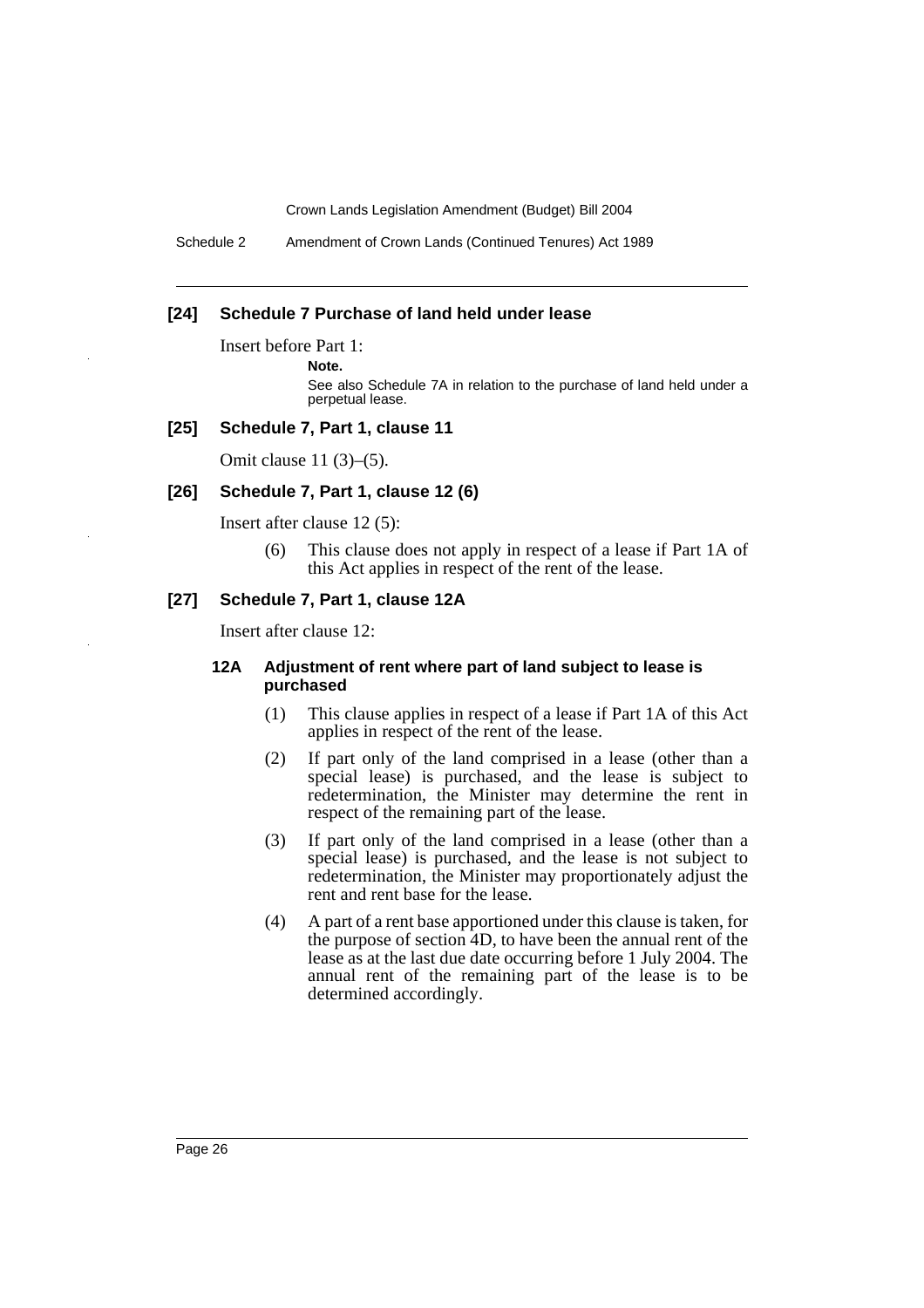**[24] Schedule 7 Purchase of land held under lease**

Insert before Part 1:

**Note.**

See also Schedule 7A in relation to the purchase of land held under a perpetual lease.

**[25] Schedule 7, Part 1, clause 11**

Omit clause 11 (3)–(5).

**[26] Schedule 7, Part 1, clause 12 (6)**

Insert after clause 12 (5):

(6) This clause does not apply in respect of a lease if Part 1A of this Act applies in respect of the rent of the lease.

**[27] Schedule 7, Part 1, clause 12A**

Insert after clause 12:

**12A Adjustment of rent where part of land subject to lease is purchased**

(1) This clause applies in respect of a lease if Part 1A of this Act applies in respect of the rent of the lease.

(2) If part only of the land comprised in a lease (other than a special lease) is purchased, and the lease is subject to redetermination, the Minister may determine the rent in respect of the remaining part of the lease.

(3) If part only of the land comprised in a lease (other than a special lease) is purchased, and the lease is not subject to redetermination, the Minister may proportionately adjust the rent and rent base for the lease.

(4) A part of a rent base apportioned under this clause is taken, for the purpose of section 4D, to have been the annual rent of the lease as at the last due date occurring before 1 July 2004. The annual rent of the remaining part of the lease is to be determined accordingly.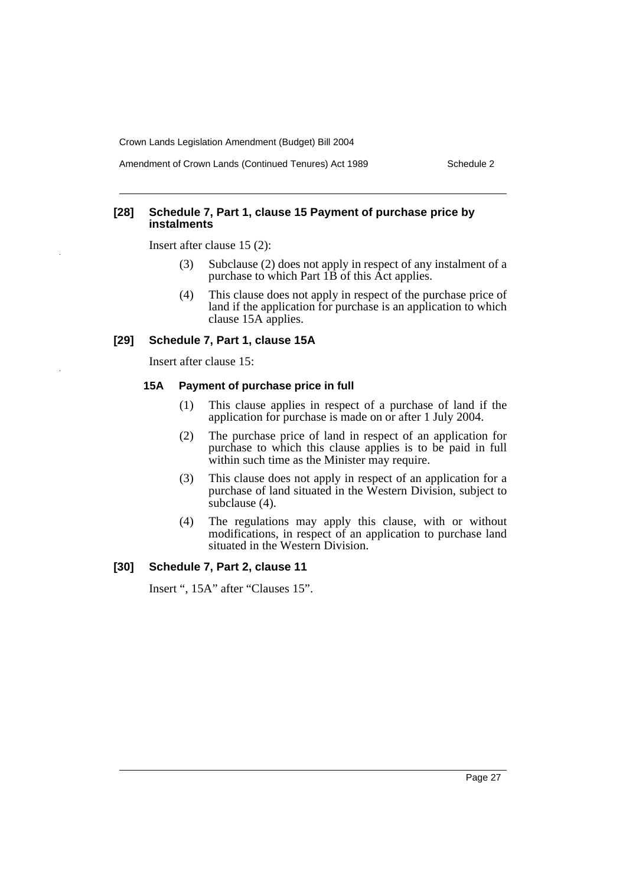**[28] Schedule 7, Part 1, clause 15 Payment of purchase price by instalments**

Insert after clause 15 (2):

> (3) Subclause (2) does not apply in respect of any instalment of a purchase to which Part 1B of this Act applies.
>
> (4) This clause does not apply in respect of the purchase price of land if the application for purchase is an application to which clause 15A applies.

**[29] Schedule 7, Part 1, clause 15A**

Insert after clause 15:

> **15A Payment of purchase price in full**
>
> (1) This clause applies in respect of a purchase of land if the application for purchase is made on or after 1 July 2004.
>
> (2) The purchase price of land in respect of an application for purchase to which this clause applies is to be paid in full within such time as the Minister may require.
>
> (3) This clause does not apply in respect of an application for a purchase of land situated in the Western Division, subject to subclause (4).
>
> (4) The regulations may apply this clause, with or without modifications, in respect of an application to purchase land situated in the Western Division.

**[30] Schedule 7, Part 2, clause 11**

Insert ", 15A" after "Clauses 15".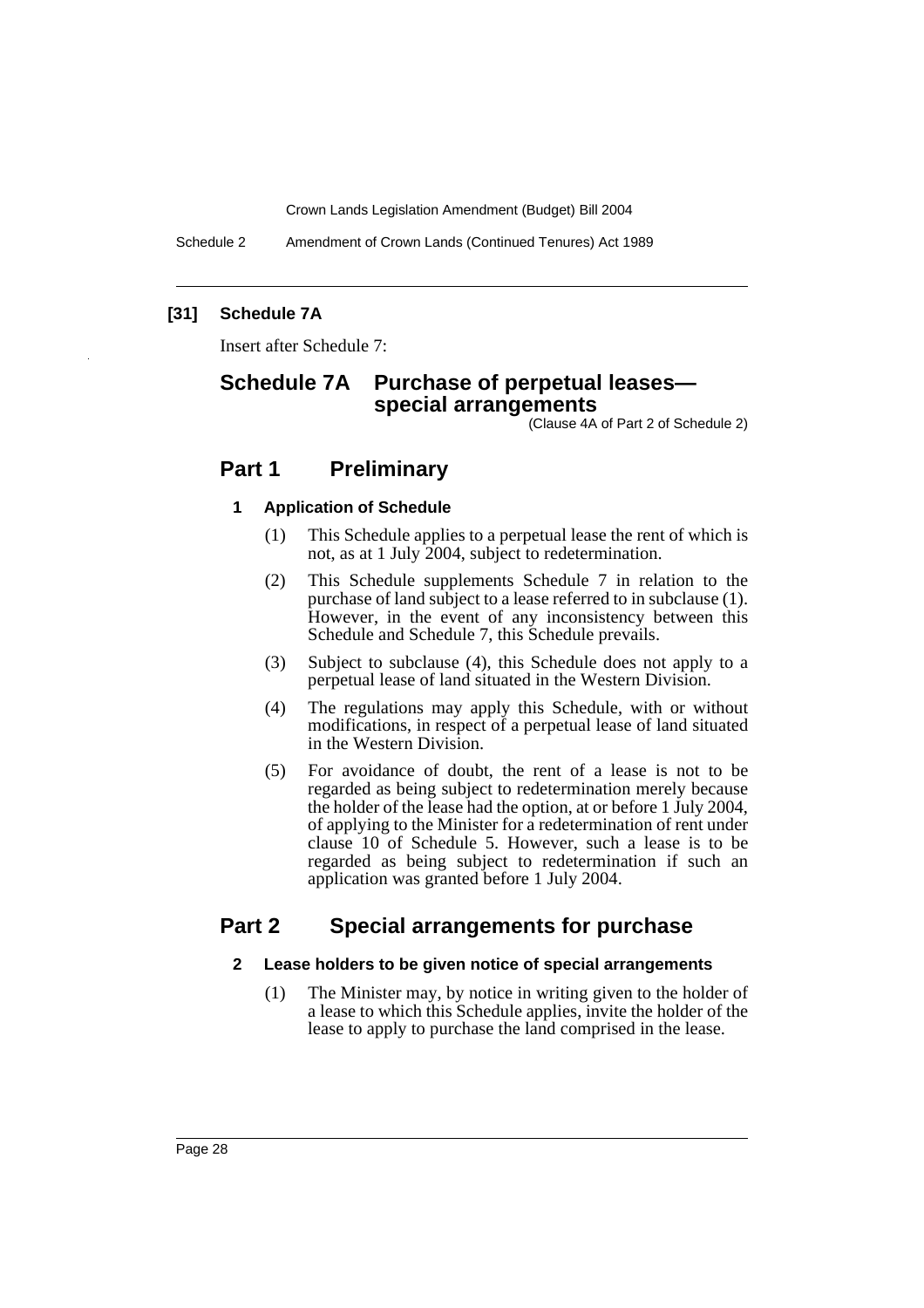**[31] Schedule 7A**

Insert after Schedule 7:

# Schedule 7A Purchase of perpetual leases—special arrangements

(Clause 4A of Part 2 of Schedule 2)

## Part 1 Preliminary

### 1 Application of Schedule

(1) This Schedule applies to a perpetual lease the rent of which is not, as at 1 July 2004, subject to redetermination.

(2) This Schedule supplements Schedule 7 in relation to the purchase of land subject to a lease referred to in subclause (1). However, in the event of any inconsistency between this Schedule and Schedule 7, this Schedule prevails.

(3) Subject to subclause (4), this Schedule does not apply to a perpetual lease of land situated in the Western Division.

(4) The regulations may apply this Schedule, with or without modifications, in respect of a perpetual lease of land situated in the Western Division.

(5) For avoidance of doubt, the rent of a lease is not to be regarded as being subject to redetermination merely because the holder of the lease had the option, at or before 1 July 2004, of applying to the Minister for a redetermination of rent under clause 10 of Schedule 5. However, such a lease is to be regarded as being subject to redetermination if such an application was granted before 1 July 2004.

## Part 2 Special arrangements for purchase

### 2 Lease holders to be given notice of special arrangements

(1) The Minister may, by notice in writing given to the holder of a lease to which this Schedule applies, invite the holder of the lease to apply to purchase the land comprised in the lease.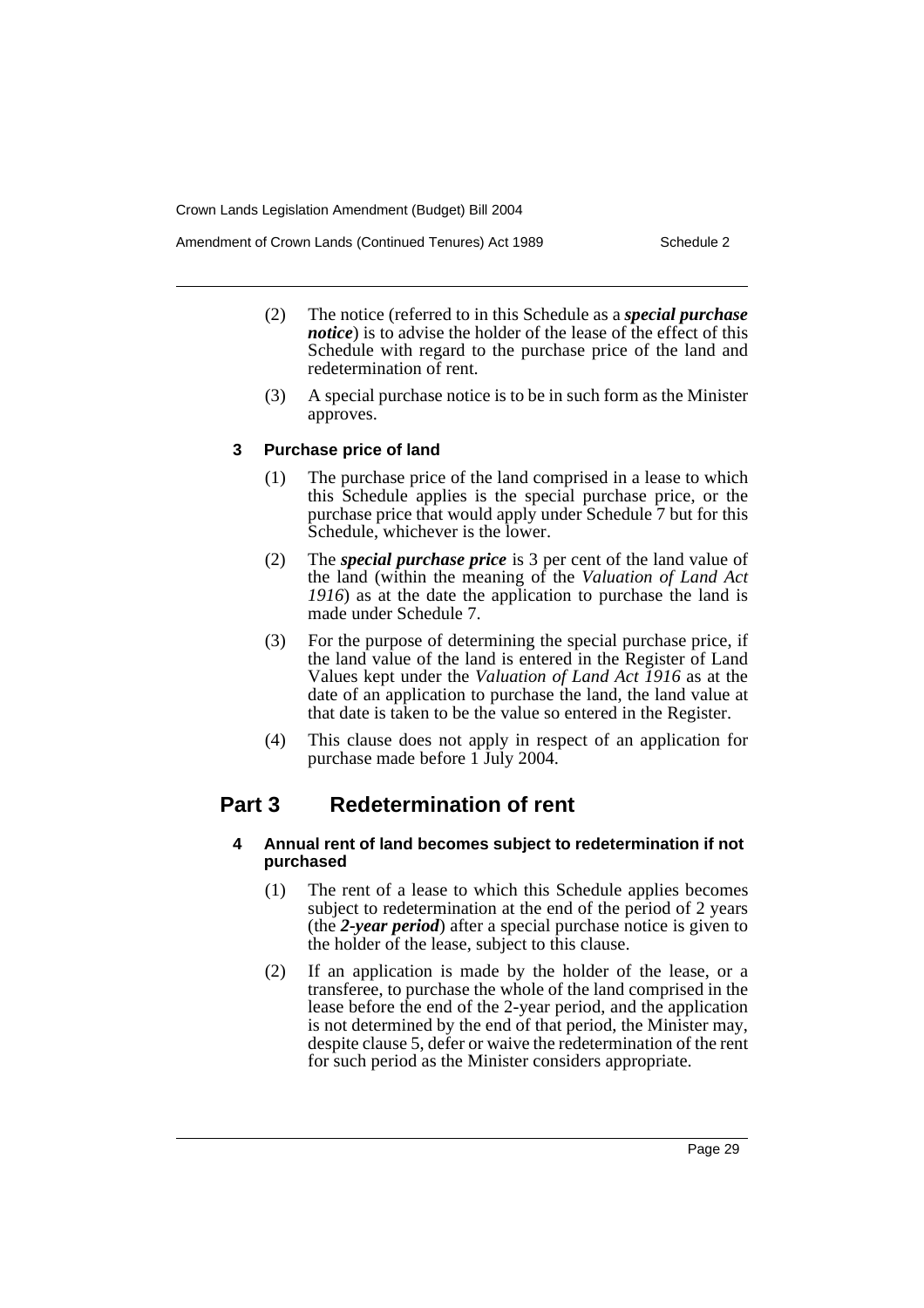(2) The notice (referred to in this Schedule as a ***special purchase notice***) is to advise the holder of the lease of the effect of this Schedule with regard to the purchase price of the land and redetermination of rent.

(3) A special purchase notice is to be in such form as the Minister approves.

### 3 Purchase price of land

(1) The purchase price of the land comprised in a lease to which this Schedule applies is the special purchase price, or the purchase price that would apply under Schedule 7 but for this Schedule, whichever is the lower.

(2) The ***special purchase price*** is 3 per cent of the land value of the land (within the meaning of the *Valuation of Land Act 1916*) as at the date the application to purchase the land is made under Schedule 7.

(3) For the purpose of determining the special purchase price, if the land value of the land is entered in the Register of Land Values kept under the *Valuation of Land Act 1916* as at the date of an application to purchase the land, the land value at that date is taken to be the value so entered in the Register.

(4) This clause does not apply in respect of an application for purchase made before 1 July 2004.

## Part 3 Redetermination of rent

### 4 Annual rent of land becomes subject to redetermination if not purchased

(1) The rent of a lease to which this Schedule applies becomes subject to redetermination at the end of the period of 2 years (the ***2-year period***) after a special purchase notice is given to the holder of the lease, subject to this clause.

(2) If an application is made by the holder of the lease, or a transferee, to purchase the whole of the land comprised in the lease before the end of the 2-year period, and the application is not determined by the end of that period, the Minister may, despite clause 5, defer or waive the redetermination of the rent for such period as the Minister considers appropriate.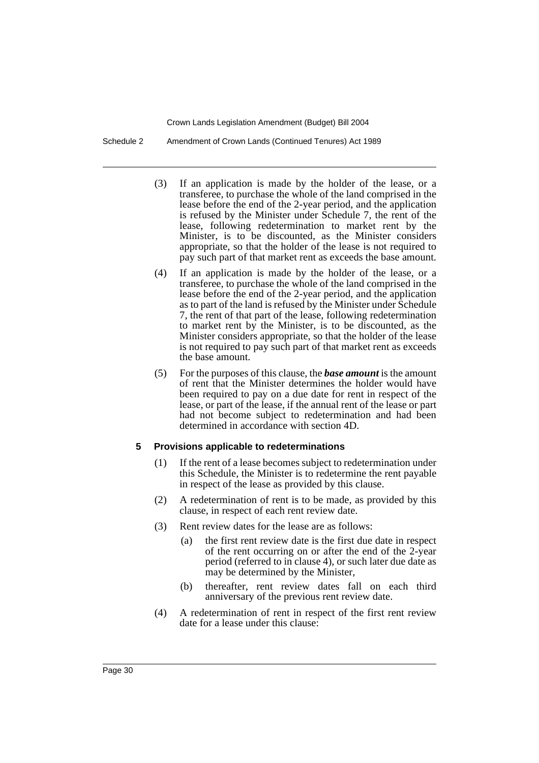(3) If an application is made by the holder of the lease, or a transferee, to purchase the whole of the land comprised in the lease before the end of the 2-year period, and the application is refused by the Minister under Schedule 7, the rent of the lease, following redetermination to market rent by the Minister, is to be discounted, as the Minister considers appropriate, so that the holder of the lease is not required to pay such part of that market rent as exceeds the base amount.

(4) If an application is made by the holder of the lease, or a transferee, to purchase the whole of the land comprised in the lease before the end of the 2-year period, and the application as to part of the land is refused by the Minister under Schedule 7, the rent of that part of the lease, following redetermination to market rent by the Minister, is to be discounted, as the Minister considers appropriate, so that the holder of the lease is not required to pay such part of that market rent as exceeds the base amount.

(5) For the purposes of this clause, the ***base amount*** is the amount of rent that the Minister determines the holder would have been required to pay on a due date for rent in respect of the lease, or part of the lease, if the annual rent of the lease or part had not become subject to redetermination and had been determined in accordance with section 4D.

**5 Provisions applicable to redeterminations**

(1) If the rent of a lease becomes subject to redetermination under this Schedule, the Minister is to redetermine the rent payable in respect of the lease as provided by this clause.

(2) A redetermination of rent is to be made, as provided by this clause, in respect of each rent review date.

(3) Rent review dates for the lease are as follows:

(a) the first rent review date is the first due date in respect of the rent occurring on or after the end of the 2-year period (referred to in clause 4), or such later due date as may be determined by the Minister,

(b) thereafter, rent review dates fall on each third anniversary of the previous rent review date.

(4) A redetermination of rent in respect of the first rent review date for a lease under this clause: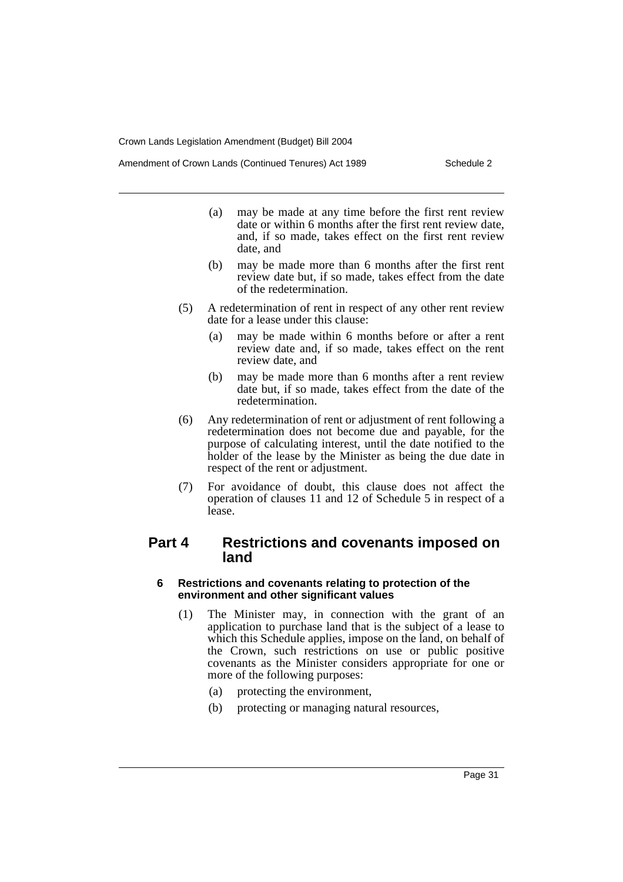(a) may be made at any time before the first rent review date or within 6 months after the first rent review date, and, if so made, takes effect on the first rent review date, and

(b) may be made more than 6 months after the first rent review date but, if so made, takes effect from the date of the redetermination.

(5) A redetermination of rent in respect of any other rent review date for a lease under this clause:

(a) may be made within 6 months before or after a rent review date and, if so made, takes effect on the rent review date, and

(b) may be made more than 6 months after a rent review date but, if so made, takes effect from the date of the redetermination.

(6) Any redetermination of rent or adjustment of rent following a redetermination does not become due and payable, for the purpose of calculating interest, until the date notified to the holder of the lease by the Minister as being the due date in respect of the rent or adjustment.

(7) For avoidance of doubt, this clause does not affect the operation of clauses 11 and 12 of Schedule 5 in respect of a lease.

## Part 4 Restrictions and covenants imposed on land

### 6 Restrictions and covenants relating to protection of the environment and other significant values

(1) The Minister may, in connection with the grant of an application to purchase land that is the subject of a lease to which this Schedule applies, impose on the land, on behalf of the Crown, such restrictions on use or public positive covenants as the Minister considers appropriate for one or more of the following purposes:

(a) protecting the environment,

(b) protecting or managing natural resources,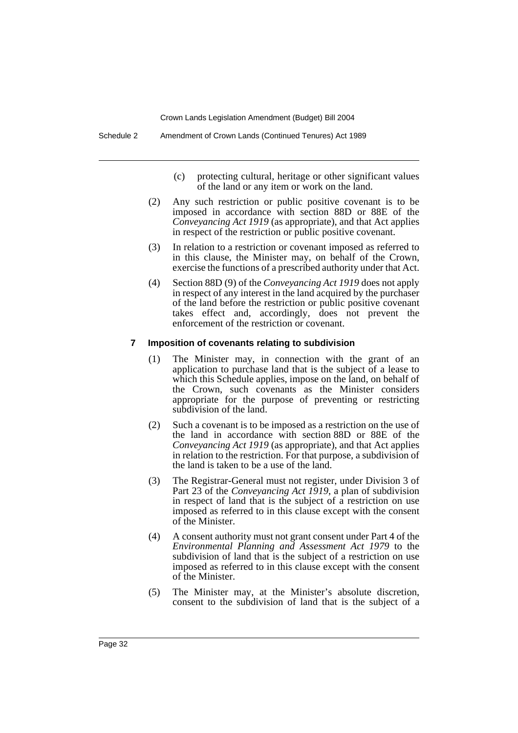(c) protecting cultural, heritage or other significant values of the land or any item or work on the land.

(2) Any such restriction or public positive covenant is to be imposed in accordance with section 88D or 88E of the *Conveyancing Act 1919* (as appropriate), and that Act applies in respect of the restriction or public positive covenant.

(3) In relation to a restriction or covenant imposed as referred to in this clause, the Minister may, on behalf of the Crown, exercise the functions of a prescribed authority under that Act.

(4) Section 88D (9) of the *Conveyancing Act 1919* does not apply in respect of any interest in the land acquired by the purchaser of the land before the restriction or public positive covenant takes effect and, accordingly, does not prevent the enforcement of the restriction or covenant.

### 7 Imposition of covenants relating to subdivision

(1) The Minister may, in connection with the grant of an application to purchase land that is the subject of a lease to which this Schedule applies, impose on the land, on behalf of the Crown, such covenants as the Minister considers appropriate for the purpose of preventing or restricting subdivision of the land.

(2) Such a covenant is to be imposed as a restriction on the use of the land in accordance with section 88D or 88E of the *Conveyancing Act 1919* (as appropriate), and that Act applies in relation to the restriction. For that purpose, a subdivision of the land is taken to be a use of the land.

(3) The Registrar-General must not register, under Division 3 of Part 23 of the *Conveyancing Act 1919*, a plan of subdivision in respect of land that is the subject of a restriction on use imposed as referred to in this clause except with the consent of the Minister.

(4) A consent authority must not grant consent under Part 4 of the *Environmental Planning and Assessment Act 1979* to the subdivision of land that is the subject of a restriction on use imposed as referred to in this clause except with the consent of the Minister.

(5) The Minister may, at the Minister's absolute discretion, consent to the subdivision of land that is the subject of a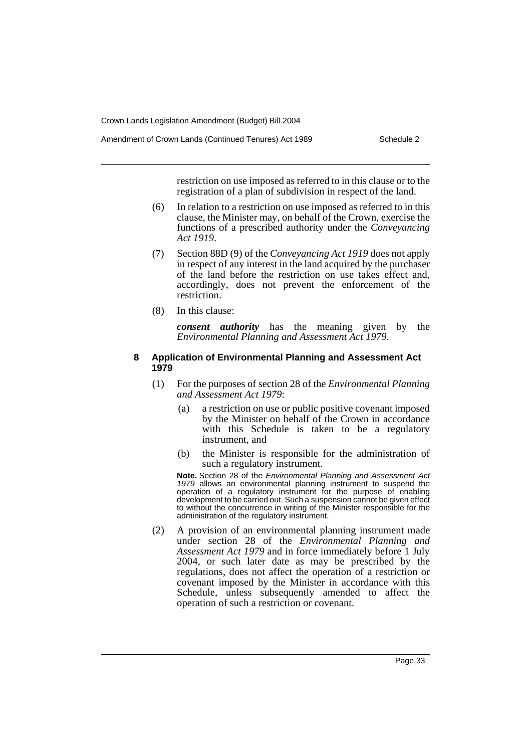restriction on use imposed as referred to in this clause or to the registration of a plan of subdivision in respect of the land.

(6) In relation to a restriction on use imposed as referred to in this clause, the Minister may, on behalf of the Crown, exercise the functions of a prescribed authority under the *Conveyancing Act 1919*.

(7) Section 88D (9) of the *Conveyancing Act 1919* does not apply in respect of any interest in the land acquired by the purchaser of the land before the restriction on use takes effect and, accordingly, does not prevent the enforcement of the restriction.

(8) In this clause:

***consent authority*** has the meaning given by the *Environmental Planning and Assessment Act 1979*.

### 8 Application of Environmental Planning and Assessment Act 1979

(1) For the purposes of section 28 of the *Environmental Planning and Assessment Act 1979*:

- (a) a restriction on use or public positive covenant imposed by the Minister on behalf of the Crown in accordance with this Schedule is taken to be a regulatory instrument, and
- (b) the Minister is responsible for the administration of such a regulatory instrument.

**Note.** Section 28 of the *Environmental Planning and Assessment Act 1979* allows an environmental planning instrument to suspend the operation of a regulatory instrument for the purpose of enabling development to be carried out. Such a suspension cannot be given effect to without the concurrence in writing of the Minister responsible for the administration of the regulatory instrument.

(2) A provision of an environmental planning instrument made under section 28 of the *Environmental Planning and Assessment Act 1979* and in force immediately before 1 July 2004, or such later date as may be prescribed by the regulations, does not affect the operation of a restriction or covenant imposed by the Minister in accordance with this Schedule, unless subsequently amended to affect the operation of such a restriction or covenant.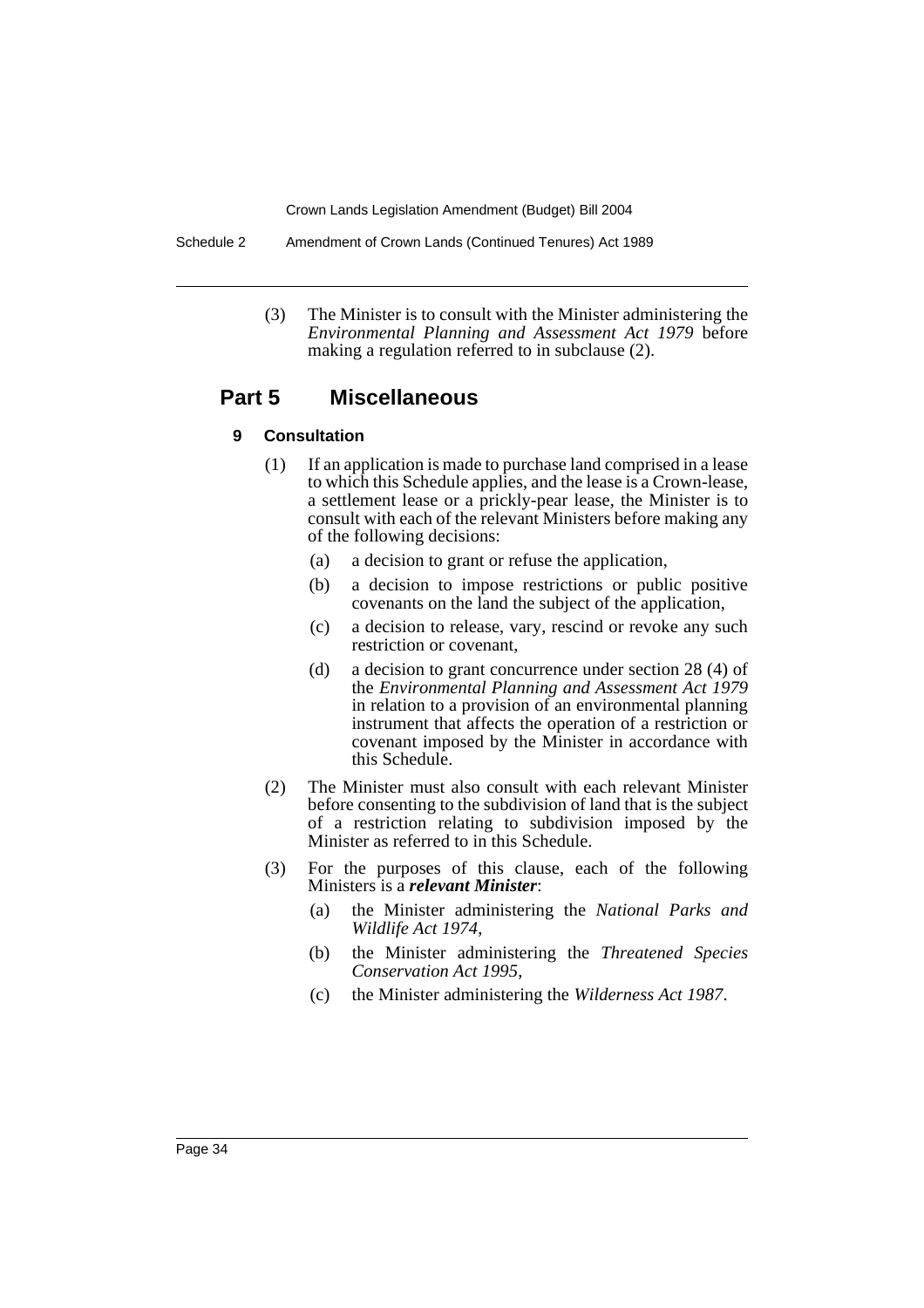(3) The Minister is to consult with the Minister administering the *Environmental Planning and Assessment Act 1979* before making a regulation referred to in subclause (2).

## Part 5 Miscellaneous

### 9 Consultation

(1) If an application is made to purchase land comprised in a lease to which this Schedule applies, and the lease is a Crown-lease, a settlement lease or a prickly-pear lease, the Minister is to consult with each of the relevant Ministers before making any of the following decisions:

- (a) a decision to grant or refuse the application,
- (b) a decision to impose restrictions or public positive covenants on the land the subject of the application,
- (c) a decision to release, vary, rescind or revoke any such restriction or covenant,
- (d) a decision to grant concurrence under section 28 (4) of the *Environmental Planning and Assessment Act 1979* in relation to a provision of an environmental planning instrument that affects the operation of a restriction or covenant imposed by the Minister in accordance with this Schedule.

(2) The Minister must also consult with each relevant Minister before consenting to the subdivision of land that is the subject of a restriction relating to subdivision imposed by the Minister as referred to in this Schedule.

(3) For the purposes of this clause, each of the following Ministers is a ***relevant Minister***:

- (a) the Minister administering the *National Parks and Wildlife Act 1974*,
- (b) the Minister administering the *Threatened Species Conservation Act 1995*,
- (c) the Minister administering the *Wilderness Act 1987*.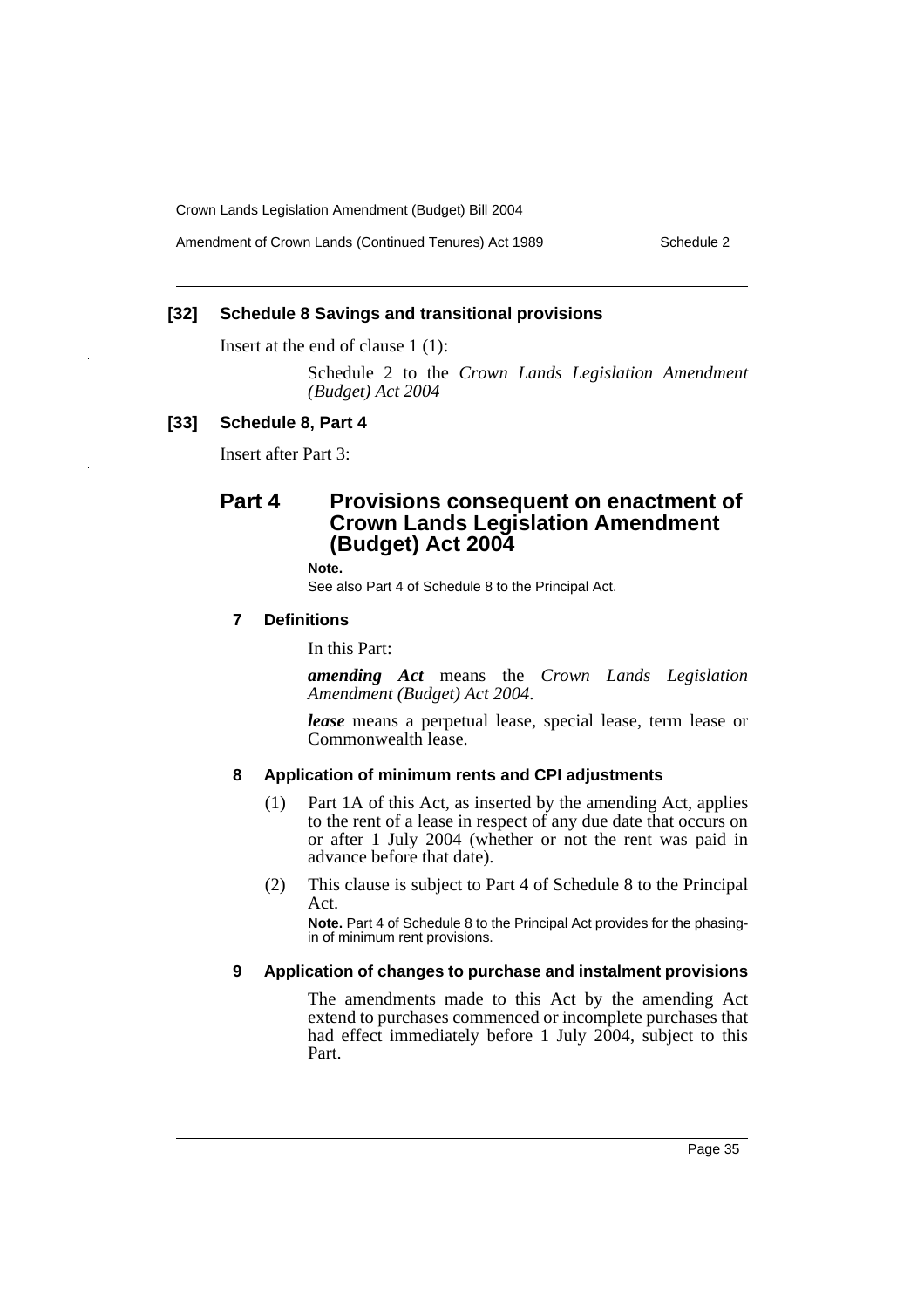### [32] Schedule 8 Savings and transitional provisions

Insert at the end of clause 1 (1):

> Schedule 2 to the *Crown Lands Legislation Amendment (Budget) Act 2004*

### [33] Schedule 8, Part 4

Insert after Part 3:

## Part 4 Provisions consequent on enactment of Crown Lands Legislation Amendment (Budget) Act 2004

**Note.**

See also Part 4 of Schedule 8 to the Principal Act.

#### 7 Definitions

In this Part:

***amending Act*** means the *Crown Lands Legislation Amendment (Budget) Act 2004*.

***lease*** means a perpetual lease, special lease, term lease or Commonwealth lease.

#### 8 Application of minimum rents and CPI adjustments

(1) Part 1A of this Act, as inserted by the amending Act, applies to the rent of a lease in respect of any due date that occurs on or after 1 July 2004 (whether or not the rent was paid in advance before that date).

(2) This clause is subject to Part 4 of Schedule 8 to the Principal Act.

**Note.** Part 4 of Schedule 8 to the Principal Act provides for the phasing-in of minimum rent provisions.

#### 9 Application of changes to purchase and instalment provisions

The amendments made to this Act by the amending Act extend to purchases commenced or incomplete purchases that had effect immediately before 1 July 2004, subject to this Part.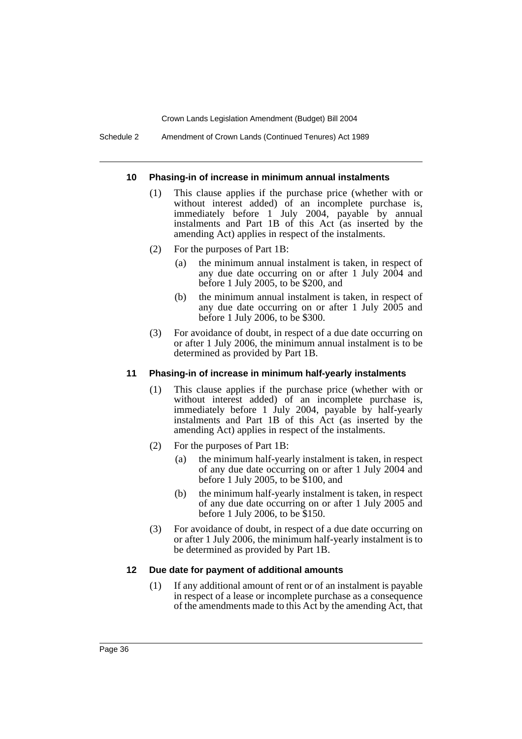#### 10 Phasing-in of increase in minimum annual instalments

(1) This clause applies if the purchase price (whether with or without interest added) of an incomplete purchase is, immediately before 1 July 2004, payable by annual instalments and Part 1B of this Act (as inserted by the amending Act) applies in respect of the instalments.

(2) For the purposes of Part 1B:

(a) the minimum annual instalment is taken, in respect of any due date occurring on or after 1 July 2004 and before 1 July 2005, to be $200, and

(b) the minimum annual instalment is taken, in respect of any due date occurring on or after 1 July 2005 and before 1 July 2006, to be $300.

(3) For avoidance of doubt, in respect of a due date occurring on or after 1 July 2006, the minimum annual instalment is to be determined as provided by Part 1B.

#### 11 Phasing-in of increase in minimum half-yearly instalments

(1) This clause applies if the purchase price (whether with or without interest added) of an incomplete purchase is, immediately before 1 July 2004, payable by half-yearly instalments and Part 1B of this Act (as inserted by the amending Act) applies in respect of the instalments.

(2) For the purposes of Part 1B:

(a) the minimum half-yearly instalment is taken, in respect of any due date occurring on or after 1 July 2004 and before 1 July 2005, to be $100, and

(b) the minimum half-yearly instalment is taken, in respect of any due date occurring on or after 1 July 2005 and before 1 July 2006, to be $150.

(3) For avoidance of doubt, in respect of a due date occurring on or after 1 July 2006, the minimum half-yearly instalment is to be determined as provided by Part 1B.

#### 12 Due date for payment of additional amounts

(1) If any additional amount of rent or of an instalment is payable in respect of a lease or incomplete purchase as a consequence of the amendments made to this Act by the amending Act, that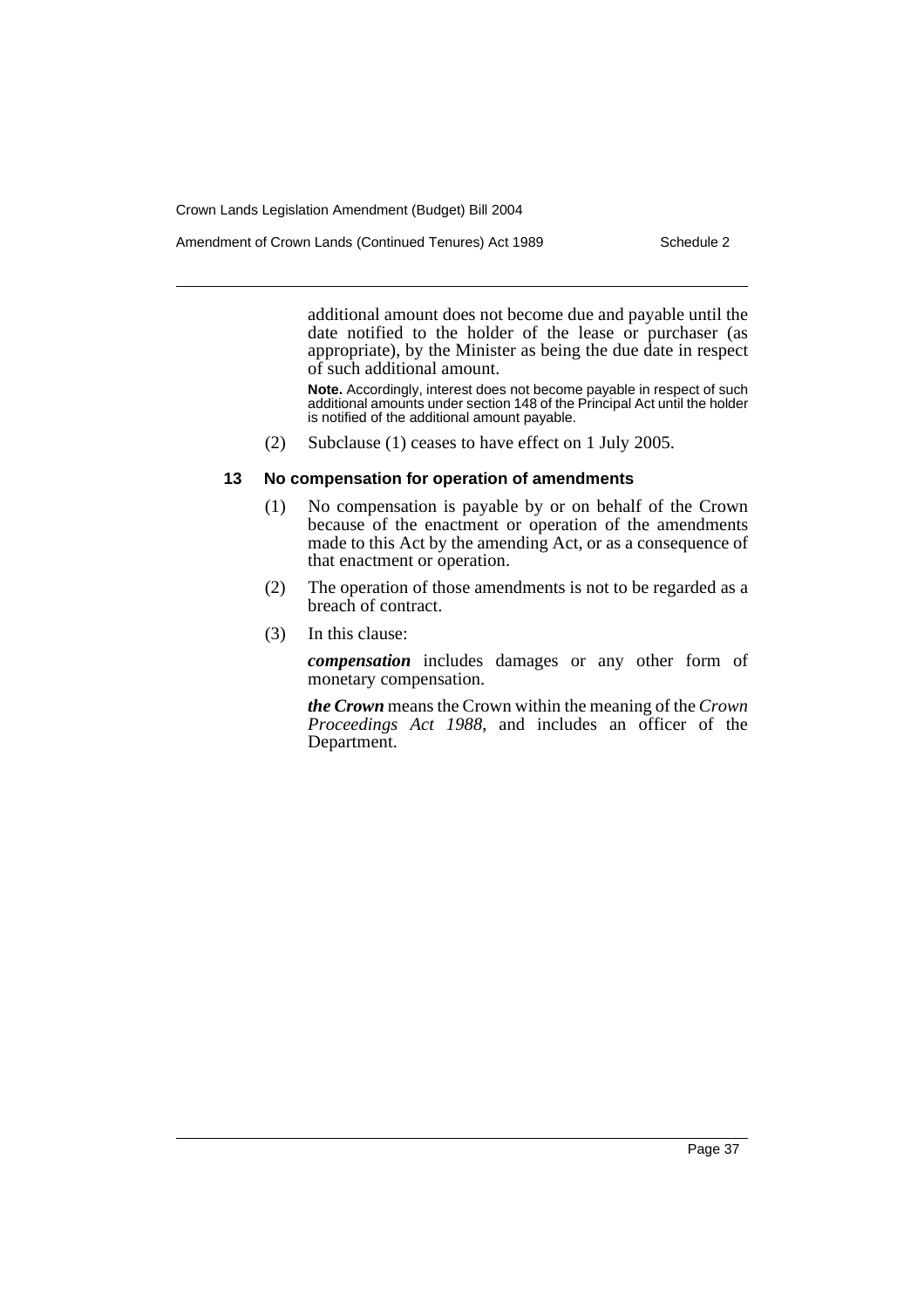additional amount does not become due and payable until the date notified to the holder of the lease or purchaser (as appropriate), by the Minister as being the due date in respect of such additional amount.

**Note.** Accordingly, interest does not become payable in respect of such additional amounts under section 148 of the Principal Act until the holder is notified of the additional amount payable.

(2) Subclause (1) ceases to have effect on 1 July 2005.

### 13 No compensation for operation of amendments

(1) No compensation is payable by or on behalf of the Crown because of the enactment or operation of the amendments made to this Act by the amending Act, or as a consequence of that enactment or operation.

(2) The operation of those amendments is not to be regarded as a breach of contract.

(3) In this clause:

***compensation*** includes damages or any other form of monetary compensation.

***the Crown*** means the Crown within the meaning of the *Crown Proceedings Act 1988*, and includes an officer of the Department.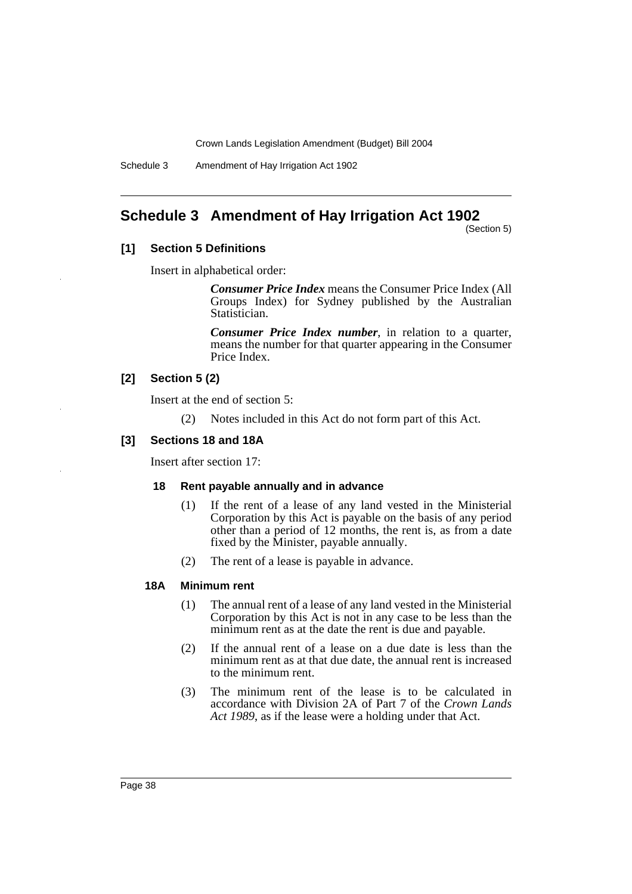## Schedule 3 Amendment of Hay Irrigation Act 1902

(Section 5)

### [1] Section 5 Definitions

Insert in alphabetical order:

> ***Consumer Price Index*** means the Consumer Price Index (All Groups Index) for Sydney published by the Australian Statistician.
>
> ***Consumer Price Index number***, in relation to a quarter, means the number for that quarter appearing in the Consumer Price Index.

### [2] Section 5 (2)

Insert at the end of section 5:

> (2) Notes included in this Act do not form part of this Act.

### [3] Sections 18 and 18A

Insert after section 17:

#### 18 Rent payable annually and in advance

(1) If the rent of a lease of any land vested in the Ministerial Corporation by this Act is payable on the basis of any period other than a period of 12 months, the rent is, as from a date fixed by the Minister, payable annually.

(2) The rent of a lease is payable in advance.

#### 18A Minimum rent

(1) The annual rent of a lease of any land vested in the Ministerial Corporation by this Act is not in any case to be less than the minimum rent as at the date the rent is due and payable.

(2) If the annual rent of a lease on a due date is less than the minimum rent as at that due date, the annual rent is increased to the minimum rent.

(3) The minimum rent of the lease is to be calculated in accordance with Division 2A of Part 7 of the *Crown Lands Act 1989*, as if the lease were a holding under that Act.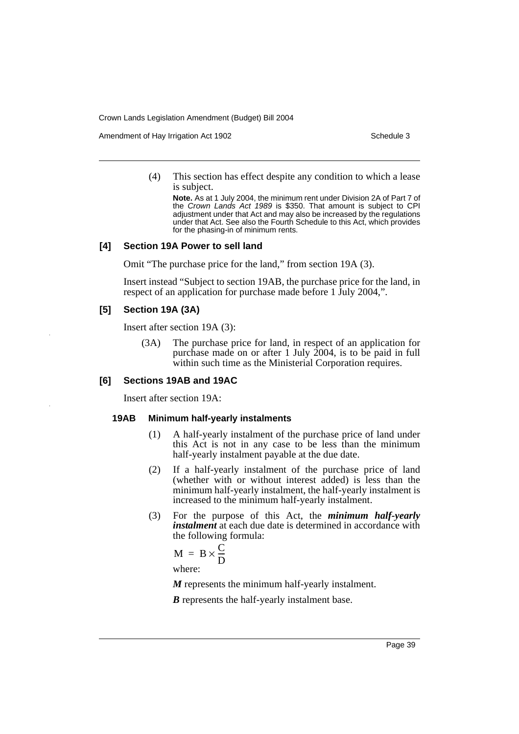(4) This section has effect despite any condition to which a lease is subject.

**Note.** As at 1 July 2004, the minimum rent under Division 2A of Part 7 of the *Crown Lands Act 1989* is $350. That amount is subject to CPI adjustment under that Act and may also be increased by the regulations under that Act. See also the Fourth Schedule to this Act, which provides for the phasing-in of minimum rents.

### [4] Section 19A Power to sell land

Omit "The purchase price for the land," from section 19A (3).

Insert instead "Subject to section 19AB, the purchase price for the land, in respect of an application for purchase made before 1 July 2004,".

### [5] Section 19A (3A)

Insert after section 19A (3):

(3A) The purchase price for land, in respect of an application for purchase made on or after 1 July 2004, is to be paid in full within such time as the Ministerial Corporation requires.

### [6] Sections 19AB and 19AC

Insert after section 19A:

#### 19AB Minimum half-yearly instalments

(1) A half-yearly instalment of the purchase price of land under this Act is not in any case to be less than the minimum half-yearly instalment payable at the due date.

(2) If a half-yearly instalment of the purchase price of land (whether with or without interest added) is less than the minimum half-yearly instalment, the half-yearly instalment is increased to the minimum half-yearly instalment.

(3) For the purpose of this Act, the ***minimum half-yearly instalment*** at each due date is determined in accordance with the following formula:

$$M = B \times \frac{C}{D}$$

where:

***M*** represents the minimum half-yearly instalment.

***B*** represents the half-yearly instalment base.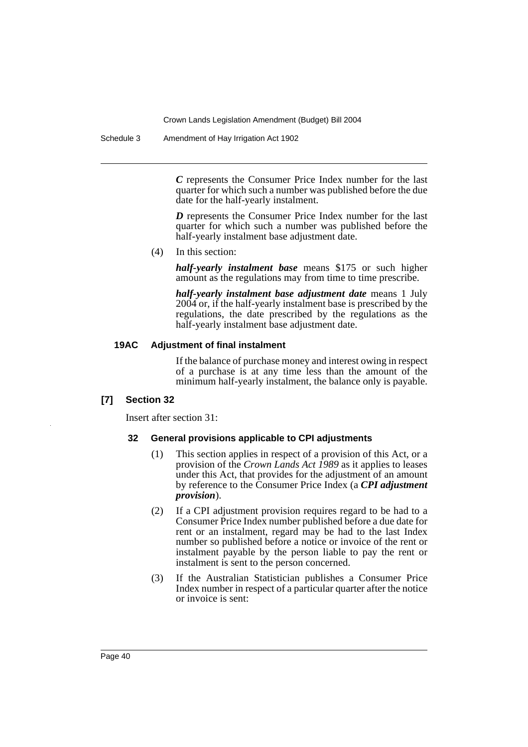*C* represents the Consumer Price Index number for the last quarter for which such a number was published before the due date for the half-yearly instalment.

*D* represents the Consumer Price Index number for the last quarter for which such a number was published before the half-yearly instalment base adjustment date.

(4) In this section:

***half-yearly instalment base*** means $175 or such higher amount as the regulations may from time to time prescribe.

***half-yearly instalment base adjustment date*** means 1 July 2004 or, if the half-yearly instalment base is prescribed by the regulations, the date prescribed by the regulations as the half-yearly instalment base adjustment date.

#### 19AC Adjustment of final instalment

If the balance of purchase money and interest owing in respect of a purchase is at any time less than the amount of the minimum half-yearly instalment, the balance only is payable.

### [7] Section 32

Insert after section 31:

#### 32 General provisions applicable to CPI adjustments

(1) This section applies in respect of a provision of this Act, or a provision of the *Crown Lands Act 1989* as it applies to leases under this Act, that provides for the adjustment of an amount by reference to the Consumer Price Index (a ***CPI adjustment provision***).

(2) If a CPI adjustment provision requires regard to be had to a Consumer Price Index number published before a due date for rent or an instalment, regard may be had to the last Index number so published before a notice or invoice of the rent or instalment payable by the person liable to pay the rent or instalment is sent to the person concerned.

(3) If the Australian Statistician publishes a Consumer Price Index number in respect of a particular quarter after the notice or invoice is sent: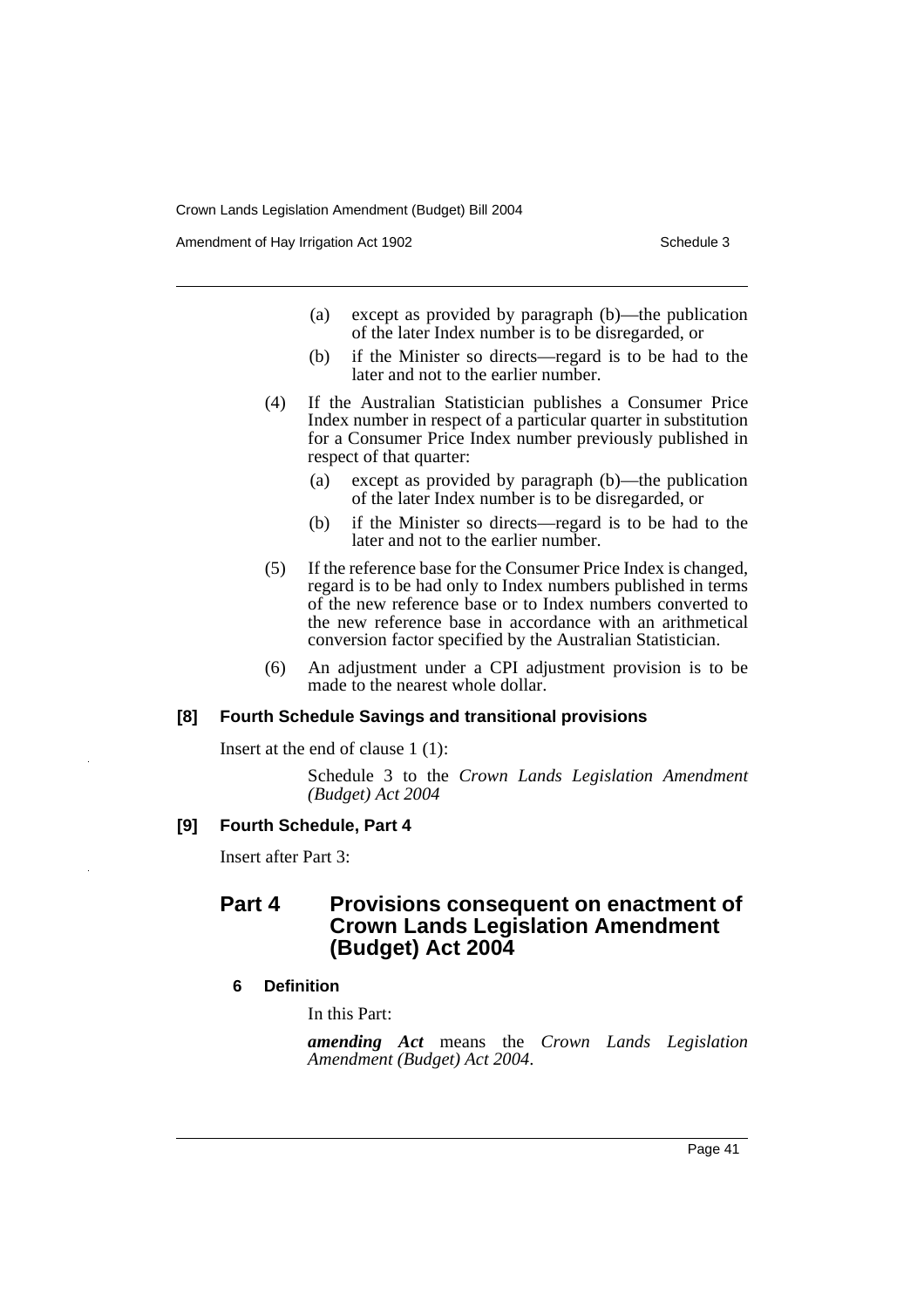(a) except as provided by paragraph (b)—the publication of the later Index number is to be disregarded, or

(b) if the Minister so directs—regard is to be had to the later and not to the earlier number.

(4) If the Australian Statistician publishes a Consumer Price Index number in respect of a particular quarter in substitution for a Consumer Price Index number previously published in respect of that quarter:

(a) except as provided by paragraph (b)—the publication of the later Index number is to be disregarded, or

(b) if the Minister so directs—regard is to be had to the later and not to the earlier number.

(5) If the reference base for the Consumer Price Index is changed, regard is to be had only to Index numbers published in terms of the new reference base or to Index numbers converted to the new reference base in accordance with an arithmetical conversion factor specified by the Australian Statistician.

(6) An adjustment under a CPI adjustment provision is to be made to the nearest whole dollar.

**[8] Fourth Schedule Savings and transitional provisions**

Insert at the end of clause 1 (1):

Schedule 3 to the *Crown Lands Legislation Amendment (Budget) Act 2004*

**[9] Fourth Schedule, Part 4**

Insert after Part 3:

## Part 4 Provisions consequent on enactment of Crown Lands Legislation Amendment (Budget) Act 2004

**6 Definition**

In this Part:

***amending Act*** means the *Crown Lands Legislation Amendment (Budget) Act 2004*.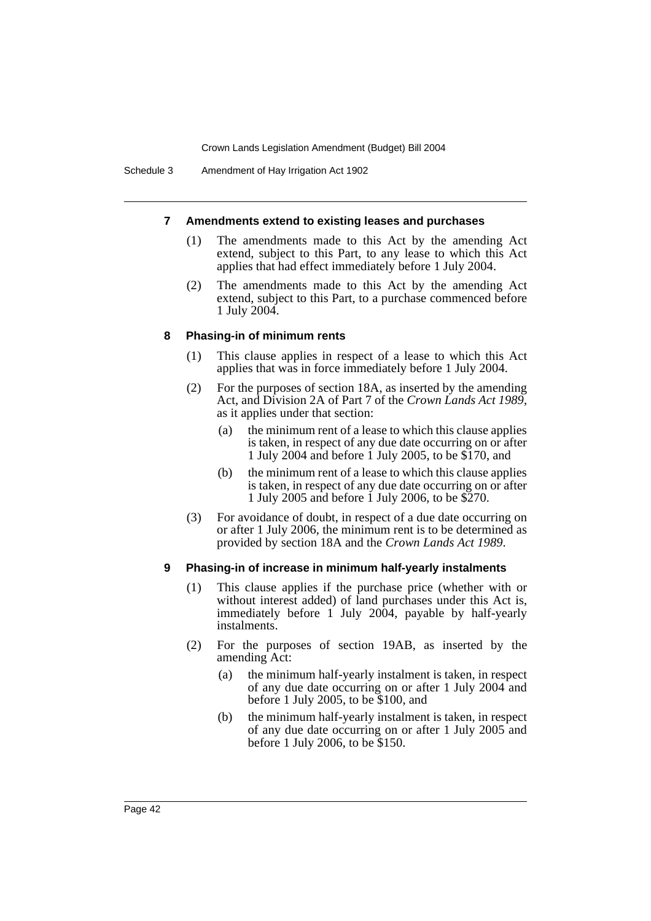### 7 Amendments extend to existing leases and purchases

(1) The amendments made to this Act by the amending Act extend, subject to this Part, to any lease to which this Act applies that had effect immediately before 1 July 2004.

(2) The amendments made to this Act by the amending Act extend, subject to this Part, to a purchase commenced before 1 July 2004.

### 8 Phasing-in of minimum rents

(1) This clause applies in respect of a lease to which this Act applies that was in force immediately before 1 July 2004.

(2) For the purposes of section 18A, as inserted by the amending Act, and Division 2A of Part 7 of the *Crown Lands Act 1989*, as it applies under that section:

(a) the minimum rent of a lease to which this clause applies is taken, in respect of any due date occurring on or after 1 July 2004 and before 1 July 2005, to be $170, and

(b) the minimum rent of a lease to which this clause applies is taken, in respect of any due date occurring on or after 1 July 2005 and before 1 July 2006, to be $270.

(3) For avoidance of doubt, in respect of a due date occurring on or after 1 July 2006, the minimum rent is to be determined as provided by section 18A and the *Crown Lands Act 1989*.

### 9 Phasing-in of increase in minimum half-yearly instalments

(1) This clause applies if the purchase price (whether with or without interest added) of land purchases under this Act is, immediately before 1 July 2004, payable by half-yearly instalments.

(2) For the purposes of section 19AB, as inserted by the amending Act:

(a) the minimum half-yearly instalment is taken, in respect of any due date occurring on or after 1 July 2004 and before 1 July 2005, to be $100, and

(b) the minimum half-yearly instalment is taken, in respect of any due date occurring on or after 1 July 2005 and before 1 July 2006, to be $150.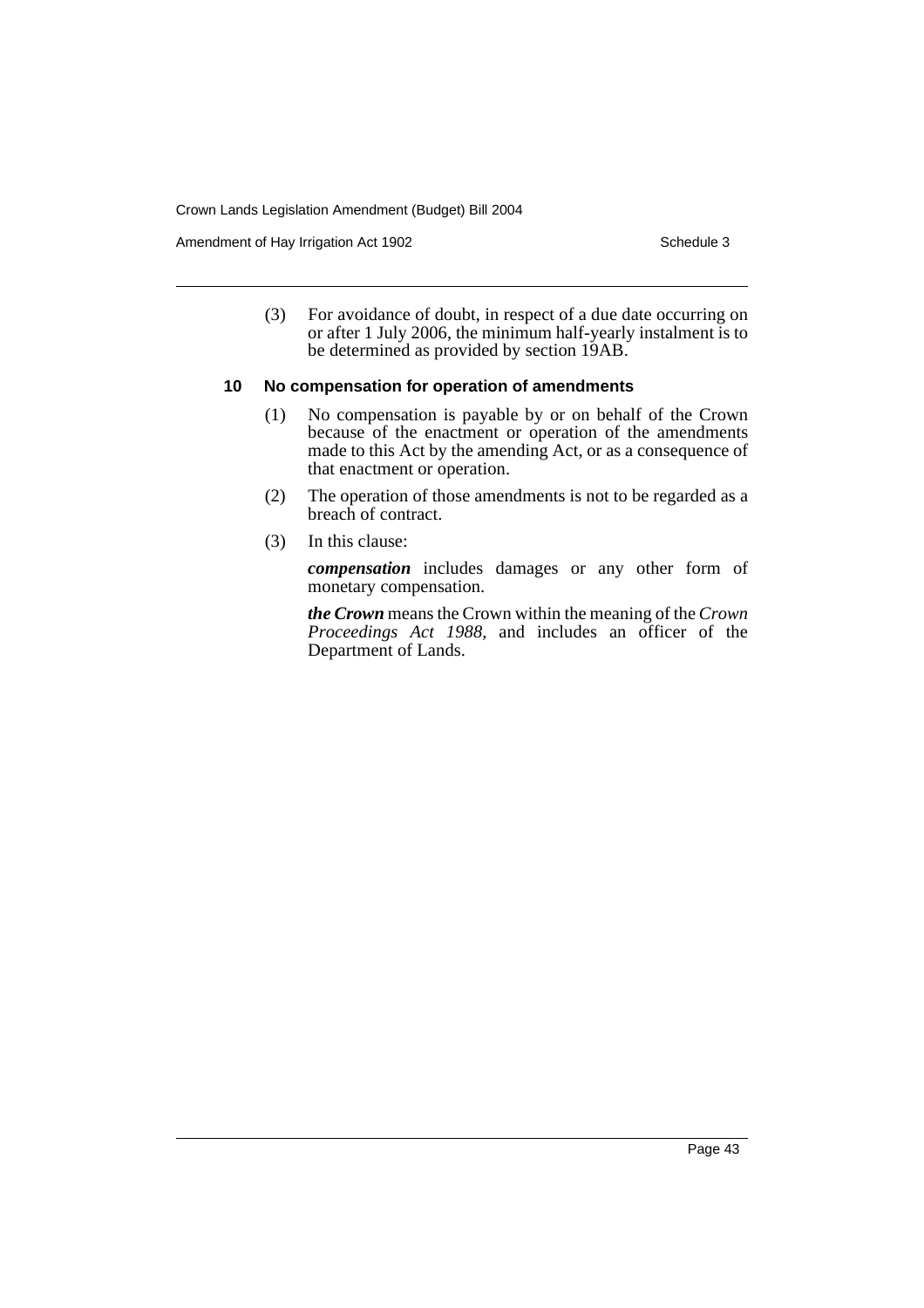(3) For avoidance of doubt, in respect of a due date occurring on or after 1 July 2006, the minimum half-yearly instalment is to be determined as provided by section 19AB.

### 10 No compensation for operation of amendments

(1) No compensation is payable by or on behalf of the Crown because of the enactment or operation of the amendments made to this Act by the amending Act, or as a consequence of that enactment or operation.

(2) The operation of those amendments is not to be regarded as a breach of contract.

(3) In this clause:

***compensation*** includes damages or any other form of monetary compensation.

***the Crown*** means the Crown within the meaning of the *Crown Proceedings Act 1988*, and includes an officer of the Department of Lands.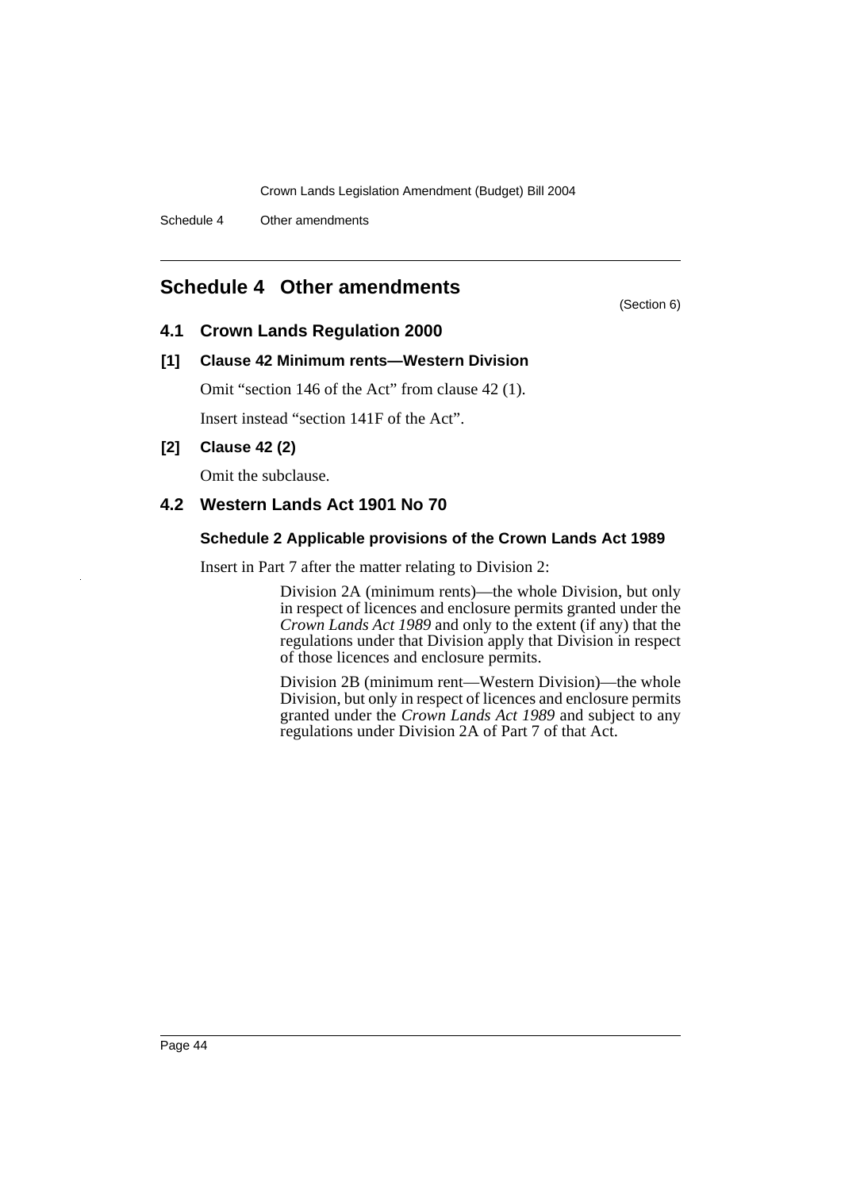## Schedule 4 Other amendments

(Section 6)

### 4.1 Crown Lands Regulation 2000

**[1] Clause 42 Minimum rents—Western Division**

Omit "section 146 of the Act" from clause 42 (1).

Insert instead "section 141F of the Act".

**[2] Clause 42 (2)**

Omit the subclause.

### 4.2 Western Lands Act 1901 No 70

**Schedule 2 Applicable provisions of the Crown Lands Act 1989**

Insert in Part 7 after the matter relating to Division 2:

> Division 2A (minimum rents)—the whole Division, but only in respect of licences and enclosure permits granted under the *Crown Lands Act 1989* and only to the extent (if any) that the regulations under that Division apply that Division in respect of those licences and enclosure permits.
>
> Division 2B (minimum rent—Western Division)—the whole Division, but only in respect of licences and enclosure permits granted under the *Crown Lands Act 1989* and subject to any regulations under Division 2A of Part 7 of that Act.